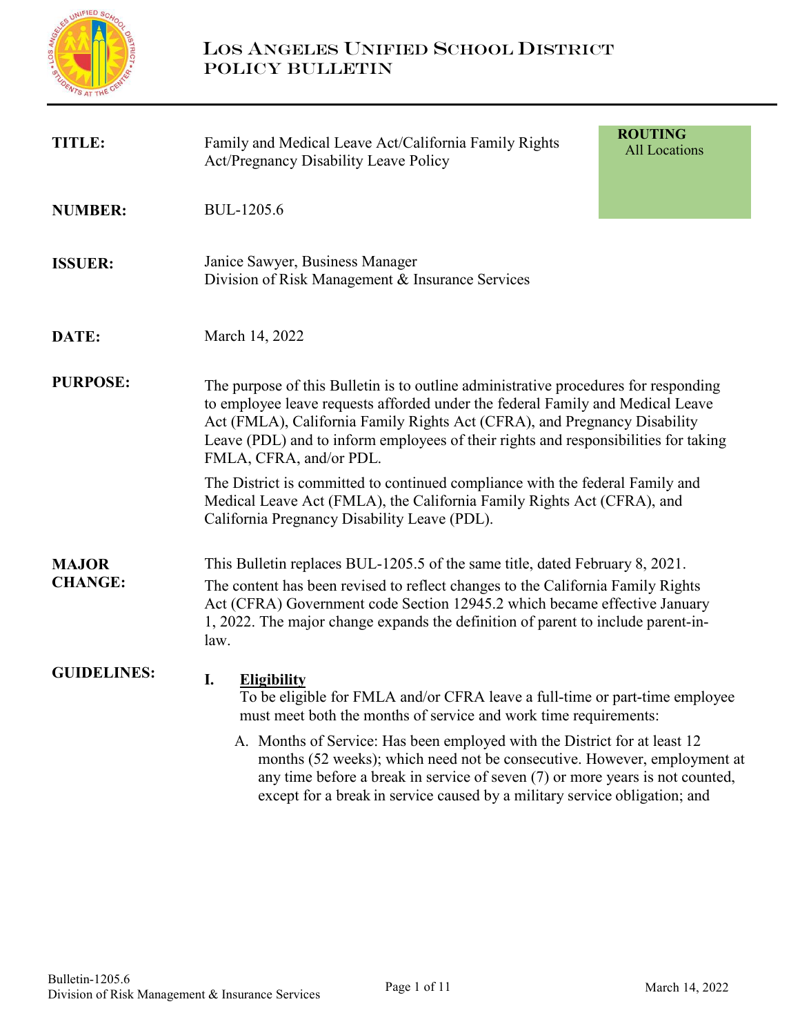# Los Angeles Unified School District
## Policy Bulletin

**ROUTING**
All Locations

**TITLE:** Family and Medical Leave Act/California Family Rights Act/Pregnancy Disability Leave Policy

**NUMBER:** BUL-1205.6

**ISSUER:** Janice Sawyer, Business Manager
Division of Risk Management & Insurance Services

**DATE:** March 14, 2022

**PURPOSE:** The purpose of this Bulletin is to outline administrative procedures for responding to employee leave requests afforded under the federal Family and Medical Leave Act (FMLA), California Family Rights Act (CFRA), and Pregnancy Disability Leave (PDL) and to inform employees of their rights and responsibilities for taking FMLA, CFRA, and/or PDL.

The District is committed to continued compliance with the federal Family and Medical Leave Act (FMLA), the California Family Rights Act (CFRA), and California Pregnancy Disability Leave (PDL).

**MAJOR CHANGE:** This Bulletin replaces BUL-1205.5 of the same title, dated February 8, 2021.

The content has been revised to reflect changes to the California Family Rights Act (CFRA) Government code Section 12945.2 which became effective January 1, 2022. The major change expands the definition of parent to include parent-in-law.

**GUIDELINES:**

**I. <u>Eligibility</u>**

To be eligible for FMLA and/or CFRA leave a full-time or part-time employee must meet both the months of service and work time requirements:

A. Months of Service: Has been employed with the District for at least 12 months (52 weeks); which need not be consecutive. However, employment at any time before a break in service of seven (7) or more years is not counted, except for a break in service caused by a military service obligation; and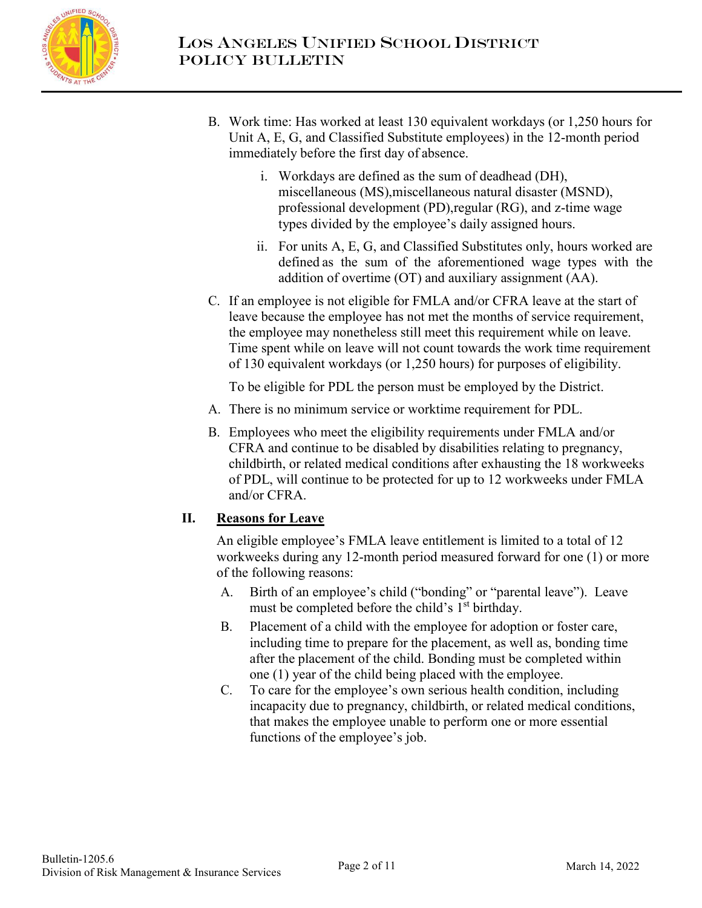B. Work time: Has worked at least 130 equivalent workdays (or 1,250 hours for Unit A, E, G, and Classified Substitute employees) in the 12-month period immediately before the first day of absence.

   i. Workdays are defined as the sum of deadhead (DH), miscellaneous (MS),miscellaneous natural disaster (MSND), professional development (PD),regular (RG), and z-time wage types divided by the employee's daily assigned hours.

   ii. For units A, E, G, and Classified Substitutes only, hours worked are defined as the sum of the aforementioned wage types with the addition of overtime (OT) and auxiliary assignment (AA).

C. If an employee is not eligible for FMLA and/or CFRA leave at the start of leave because the employee has not met the months of service requirement, the employee may nonetheless still meet this requirement while on leave. Time spent while on leave will not count towards the work time requirement of 130 equivalent workdays (or 1,250 hours) for purposes of eligibility.

   To be eligible for PDL the person must be employed by the District.

A. There is no minimum service or worktime requirement for PDL.

B. Employees who meet the eligibility requirements under FMLA and/or CFRA and continue to be disabled by disabilities relating to pregnancy, childbirth, or related medical conditions after exhausting the 18 workweeks of PDL, will continue to be protected for up to 12 workweeks under FMLA and/or CFRA.

## II. Reasons for Leave

An eligible employee's FMLA leave entitlement is limited to a total of 12 workweeks during any 12-month period measured forward for one (1) or more of the following reasons:

A. Birth of an employee's child ("bonding" or "parental leave"). Leave must be completed before the child's 1st birthday.

B. Placement of a child with the employee for adoption or foster care, including time to prepare for the placement, as well as, bonding time after the placement of the child. Bonding must be completed within one (1) year of the child being placed with the employee.

C. To care for the employee's own serious health condition, including incapacity due to pregnancy, childbirth, or related medical conditions, that makes the employee unable to perform one or more essential functions of the employee's job.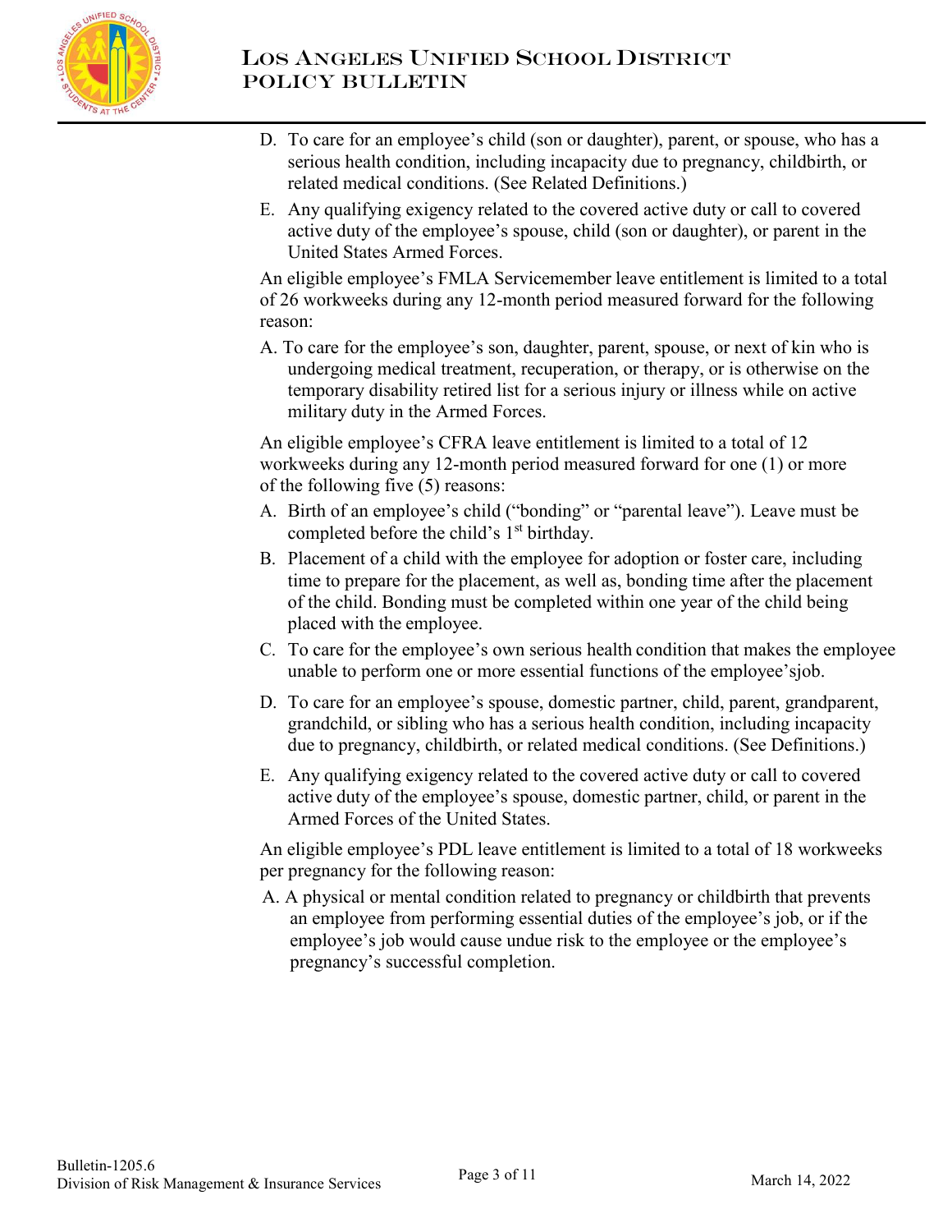D. To care for an employee's child (son or daughter), parent, or spouse, who has a serious health condition, including incapacity due to pregnancy, childbirth, or related medical conditions. (See Related Definitions.)

E. Any qualifying exigency related to the covered active duty or call to covered active duty of the employee's spouse, child (son or daughter), or parent in the United States Armed Forces.

An eligible employee's FMLA Servicemember leave entitlement is limited to a total of 26 workweeks during any 12-month period measured forward for the following reason:

A. To care for the employee's son, daughter, parent, spouse, or next of kin who is undergoing medical treatment, recuperation, or therapy, or is otherwise on the temporary disability retired list for a serious injury or illness while on active military duty in the Armed Forces.

An eligible employee's CFRA leave entitlement is limited to a total of 12 workweeks during any 12-month period measured forward for one (1) or more of the following five (5) reasons:

A. Birth of an employee's child ("bonding" or "parental leave"). Leave must be completed before the child's 1st birthday.

B. Placement of a child with the employee for adoption or foster care, including time to prepare for the placement, as well as, bonding time after the placement of the child. Bonding must be completed within one year of the child being placed with the employee.

C. To care for the employee's own serious health condition that makes the employee unable to perform one or more essential functions of the employee'sjob.

D. To care for an employee's spouse, domestic partner, child, parent, grandparent, grandchild, or sibling who has a serious health condition, including incapacity due to pregnancy, childbirth, or related medical conditions. (See Definitions.)

E. Any qualifying exigency related to the covered active duty or call to covered active duty of the employee's spouse, domestic partner, child, or parent in the Armed Forces of the United States.

An eligible employee's PDL leave entitlement is limited to a total of 18 workweeks per pregnancy for the following reason:

A. A physical or mental condition related to pregnancy or childbirth that prevents an employee from performing essential duties of the employee's job, or if the employee's job would cause undue risk to the employee or the employee's pregnancy's successful completion.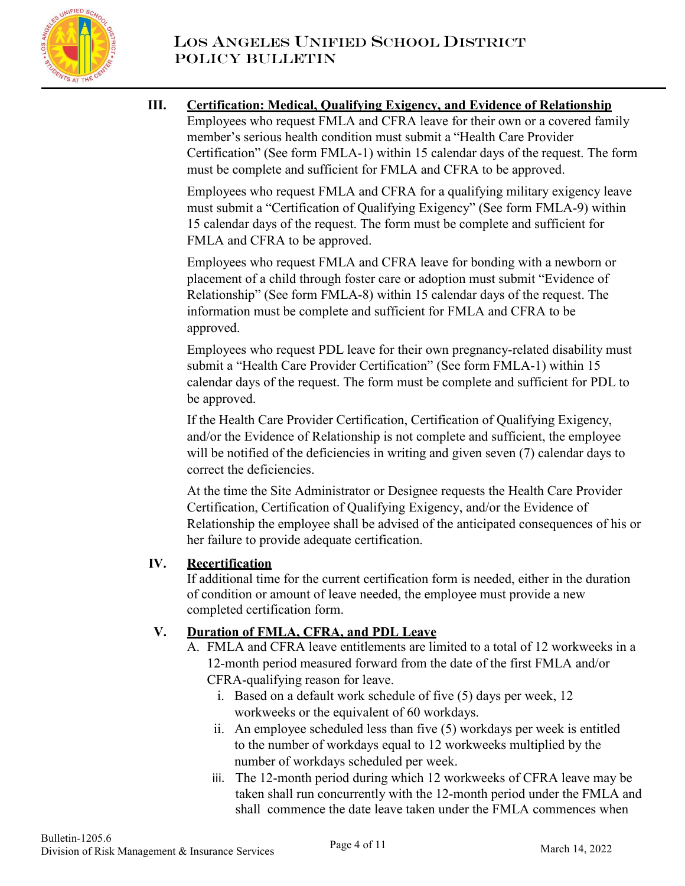## III. Certification: Medical, Qualifying Exigency, and Evidence of Relationship

Employees who request FMLA and CFRA leave for their own or a covered family member's serious health condition must submit a "Health Care Provider Certification" (See form FMLA-1) within 15 calendar days of the request. The form must be complete and sufficient for FMLA and CFRA to be approved.

Employees who request FMLA and CFRA for a qualifying military exigency leave must submit a "Certification of Qualifying Exigency" (See form FMLA-9) within 15 calendar days of the request. The form must be complete and sufficient for FMLA and CFRA to be approved.

Employees who request FMLA and CFRA leave for bonding with a newborn or placement of a child through foster care or adoption must submit "Evidence of Relationship" (See form FMLA-8) within 15 calendar days of the request. The information must be complete and sufficient for FMLA and CFRA to be approved.

Employees who request PDL leave for their own pregnancy-related disability must submit a "Health Care Provider Certification" (See form FMLA-1) within 15 calendar days of the request. The form must be complete and sufficient for PDL to be approved.

If the Health Care Provider Certification, Certification of Qualifying Exigency, and/or the Evidence of Relationship is not complete and sufficient, the employee will be notified of the deficiencies in writing and given seven (7) calendar days to correct the deficiencies.

At the time the Site Administrator or Designee requests the Health Care Provider Certification, Certification of Qualifying Exigency, and/or the Evidence of Relationship the employee shall be advised of the anticipated consequences of his or her failure to provide adequate certification.

## IV. Recertification

If additional time for the current certification form is needed, either in the duration of condition or amount of leave needed, the employee must provide a new completed certification form.

## V. Duration of FMLA, CFRA, and PDL Leave

A. FMLA and CFRA leave entitlements are limited to a total of 12 workweeks in a 12-month period measured forward from the date of the first FMLA and/or CFRA-qualifying reason for leave.

   i. Based on a default work schedule of five (5) days per week, 12 workweeks or the equivalent of 60 workdays.

   ii. An employee scheduled less than five (5) workdays per week is entitled to the number of workdays equal to 12 workweeks multiplied by the number of workdays scheduled per week.

   iii. The 12-month period during which 12 workweeks of CFRA leave may be taken shall run concurrently with the 12-month period under the FMLA and shall commence the date leave taken under the FMLA commences when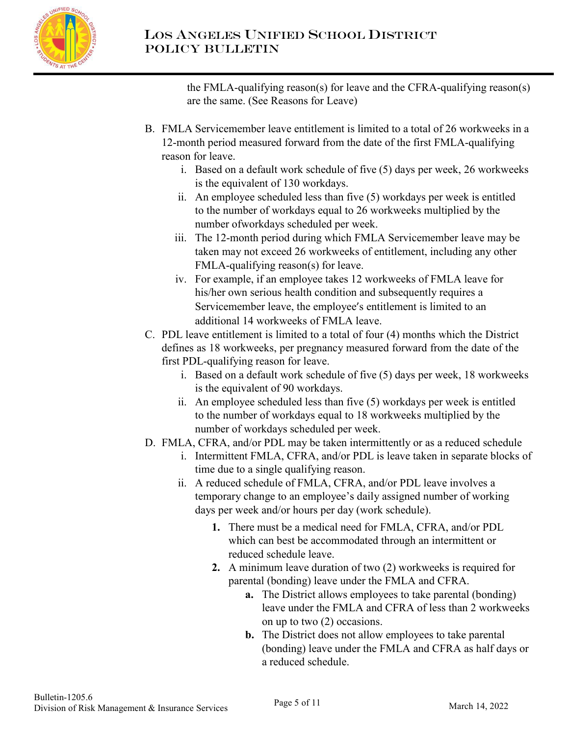the FMLA-qualifying reason(s) for leave and the CFRA-qualifying reason(s) are the same. (See Reasons for Leave)

B. FMLA Servicemember leave entitlement is limited to a total of 26 workweeks in a 12-month period measured forward from the date of the first FMLA-qualifying reason for leave.
   i. Based on a default work schedule of five (5) days per week, 26 workweeks is the equivalent of 130 workdays.
   ii. An employee scheduled less than five (5) workdays per week is entitled to the number of workdays equal to 26 workweeks multiplied by the number ofworkdays scheduled per week.
   iii. The 12-month period during which FMLA Servicemember leave may be taken may not exceed 26 workweeks of entitlement, including any other FMLA-qualifying reason(s) for leave.
   iv. For example, if an employee takes 12 workweeks of FMLA leave for his/her own serious health condition and subsequently requires a Servicemember leave, the employee′s entitlement is limited to an additional 14 workweeks of FMLA leave.

C. PDL leave entitlement is limited to a total of four (4) months which the District defines as 18 workweeks, per pregnancy measured forward from the date of the first PDL-qualifying reason for leave.
   i. Based on a default work schedule of five (5) days per week, 18 workweeks is the equivalent of 90 workdays.
   ii. An employee scheduled less than five (5) workdays per week is entitled to the number of workdays equal to 18 workweeks multiplied by the number of workdays scheduled per week.

D. FMLA, CFRA, and/or PDL may be taken intermittently or as a reduced schedule
   i. Intermittent FMLA, CFRA, and/or PDL is leave taken in separate blocks of time due to a single qualifying reason.
   ii. A reduced schedule of FMLA, CFRA, and/or PDL leave involves a temporary change to an employee's daily assigned number of working days per week and/or hours per day (work schedule).
      **1.** There must be a medical need for FMLA, CFRA, and/or PDL which can best be accommodated through an intermittent or reduced schedule leave.
      **2.** A minimum leave duration of two (2) workweeks is required for parental (bonding) leave under the FMLA and CFRA.
         **a.** The District allows employees to take parental (bonding) leave under the FMLA and CFRA of less than 2 workweeks on up to two (2) occasions.
         **b.** The District does not allow employees to take parental (bonding) leave under the FMLA and CFRA as half days or a reduced schedule.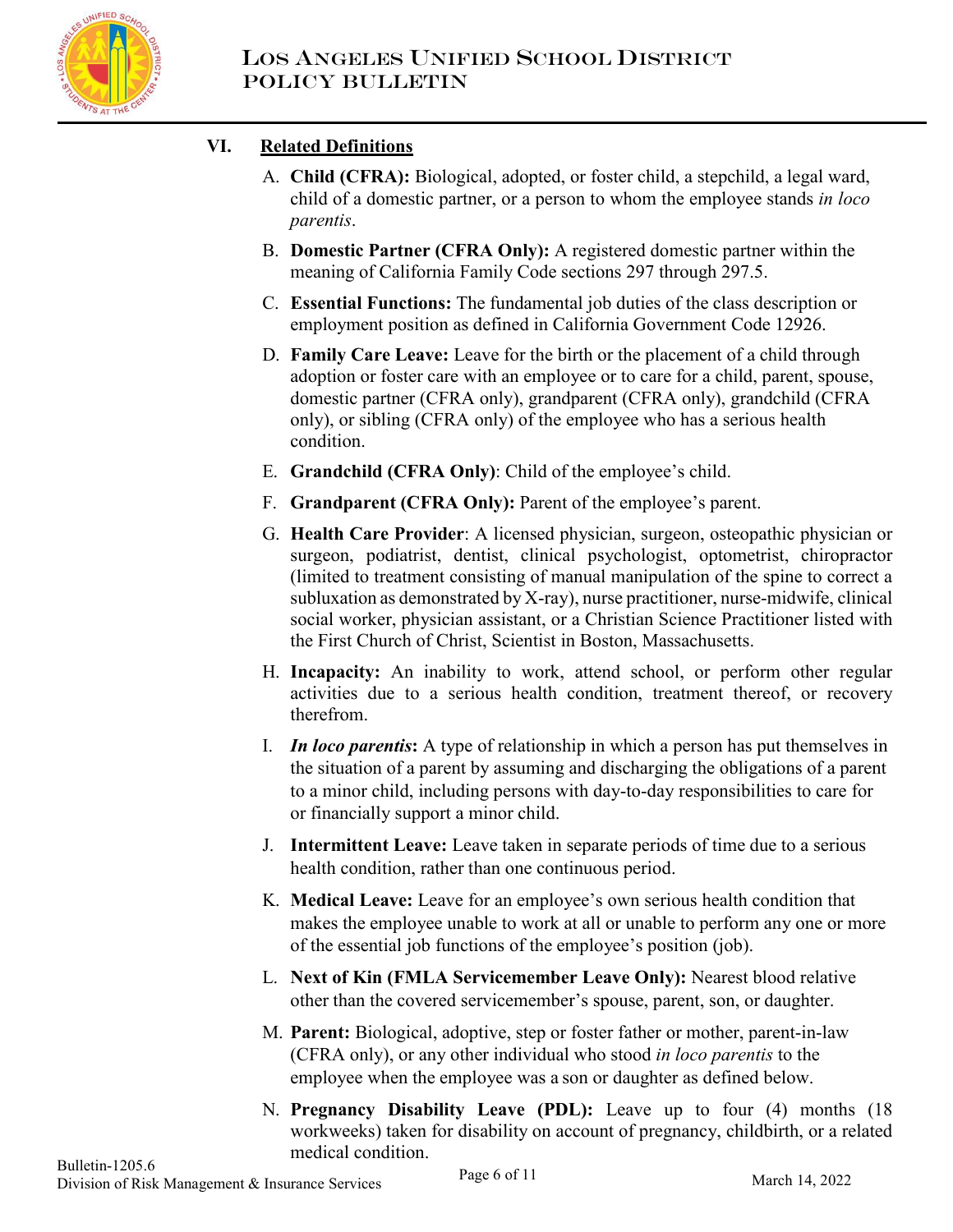## VI. Related Definitions

A. **Child (CFRA):** Biological, adopted, or foster child, a stepchild, a legal ward, child of a domestic partner, or a person to whom the employee stands *in loco parentis*.

B. **Domestic Partner (CFRA Only):** A registered domestic partner within the meaning of California Family Code sections 297 through 297.5.

C. **Essential Functions:** The fundamental job duties of the class description or employment position as defined in California Government Code 12926.

D. **Family Care Leave:** Leave for the birth or the placement of a child through adoption or foster care with an employee or to care for a child, parent, spouse, domestic partner (CFRA only), grandparent (CFRA only), grandchild (CFRA only), or sibling (CFRA only) of the employee who has a serious health condition.

E. **Grandchild (CFRA Only)**: Child of the employee's child.

F. **Grandparent (CFRA Only):** Parent of the employee's parent.

G. **Health Care Provider**: A licensed physician, surgeon, osteopathic physician or surgeon, podiatrist, dentist, clinical psychologist, optometrist, chiropractor (limited to treatment consisting of manual manipulation of the spine to correct a subluxation as demonstrated by X-ray), nurse practitioner, nurse-midwife, clinical social worker, physician assistant, or a Christian Science Practitioner listed with the First Church of Christ, Scientist in Boston, Massachusetts.

H. **Incapacity:** An inability to work, attend school, or perform other regular activities due to a serious health condition, treatment thereof, or recovery therefrom.

I. ***In loco parentis*:** A type of relationship in which a person has put themselves in the situation of a parent by assuming and discharging the obligations of a parent to a minor child, including persons with day-to-day responsibilities to care for or financially support a minor child.

J. **Intermittent Leave:** Leave taken in separate periods of time due to a serious health condition, rather than one continuous period.

K. **Medical Leave:** Leave for an employee's own serious health condition that makes the employee unable to work at all or unable to perform any one or more of the essential job functions of the employee's position (job).

L. **Next of Kin (FMLA Servicemember Leave Only):** Nearest blood relative other than the covered servicemember's spouse, parent, son, or daughter.

M. **Parent:** Biological, adoptive, step or foster father or mother, parent-in-law (CFRA only), or any other individual who stood *in loco parentis* to the employee when the employee was a son or daughter as defined below.

N. **Pregnancy Disability Leave (PDL):** Leave up to four (4) months (18 workweeks) taken for disability on account of pregnancy, childbirth, or a related medical condition.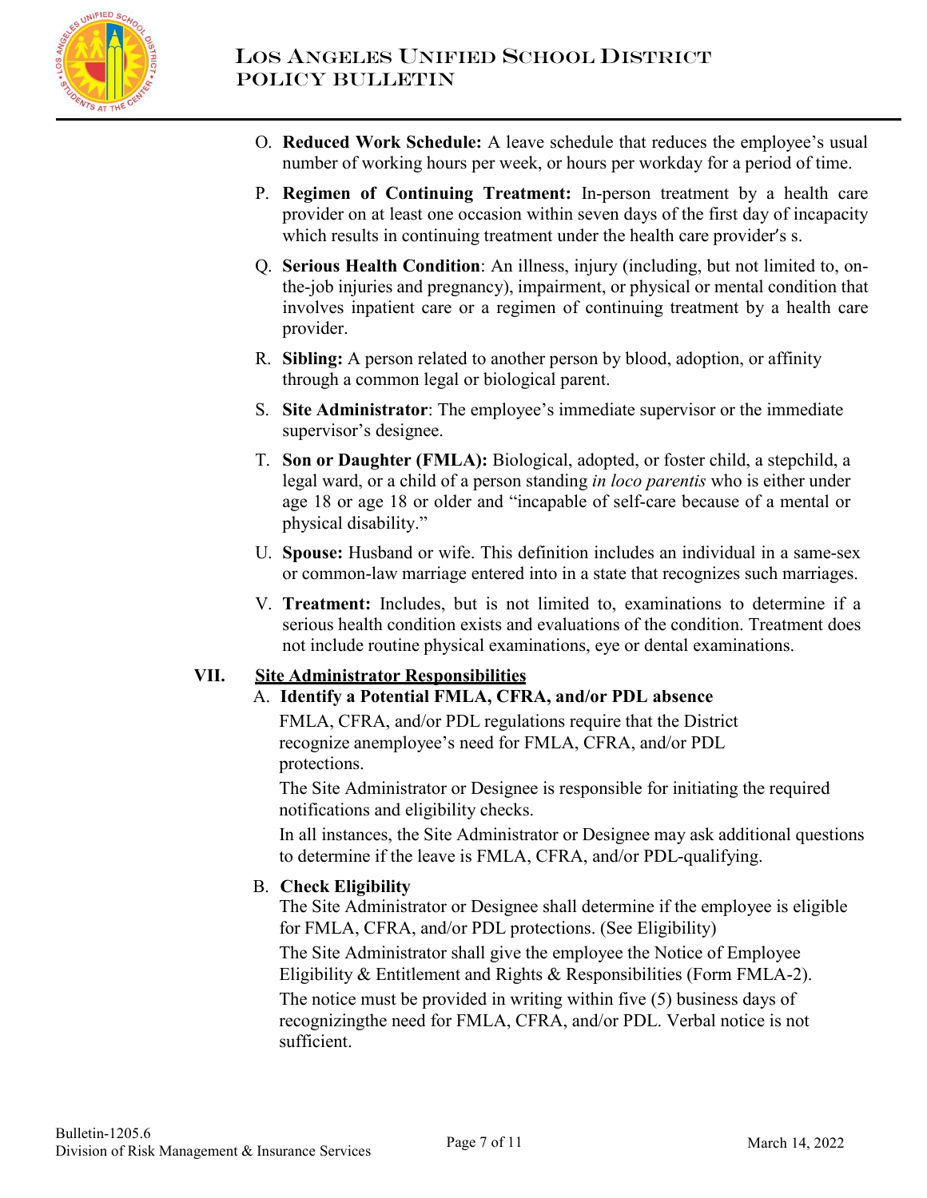O. **Reduced Work Schedule:** A leave schedule that reduces the employee's usual number of working hours per week, or hours per workday for a period of time.

P. **Regimen of Continuing Treatment:** In-person treatment by a health care provider on at least one occasion within seven days of the first day of incapacity which results in continuing treatment under the health care provider's s.

Q. **Serious Health Condition**: An illness, injury (including, but not limited to, on-the-job injuries and pregnancy), impairment, or physical or mental condition that involves inpatient care or a regimen of continuing treatment by a health care provider.

R. **Sibling:** A person related to another person by blood, adoption, or affinity through a common legal or biological parent.

S. **Site Administrator**: The employee's immediate supervisor or the immediate supervisor's designee.

T. **Son or Daughter (FMLA):** Biological, adopted, or foster child, a stepchild, a legal ward, or a child of a person standing *in loco parentis* who is either under age 18 or age 18 or older and "incapable of self-care because of a mental or physical disability."

U. **Spouse:** Husband or wife. This definition includes an individual in a same-sex or common-law marriage entered into in a state that recognizes such marriages.

V. **Treatment:** Includes, but is not limited to, examinations to determine if a serious health condition exists and evaluations of the condition. Treatment does not include routine physical examinations, eye or dental examinations.

## VII. Site Administrator Responsibilities

A. **Identify a Potential FMLA, CFRA, and/or PDL absence**

FMLA, CFRA, and/or PDL regulations require that the District recognize anemployee's need for FMLA, CFRA, and/or PDL protections.

The Site Administrator or Designee is responsible for initiating the required notifications and eligibility checks.

In all instances, the Site Administrator or Designee may ask additional questions to determine if the leave is FMLA, CFRA, and/or PDL-qualifying.

B. **Check Eligibility**

The Site Administrator or Designee shall determine if the employee is eligible for FMLA, CFRA, and/or PDL protections. (See Eligibility)

The Site Administrator shall give the employee the Notice of Employee Eligibility & Entitlement and Rights & Responsibilities (Form FMLA-2).

The notice must be provided in writing within five (5) business days of recognizingthe need for FMLA, CFRA, and/or PDL. Verbal notice is not sufficient.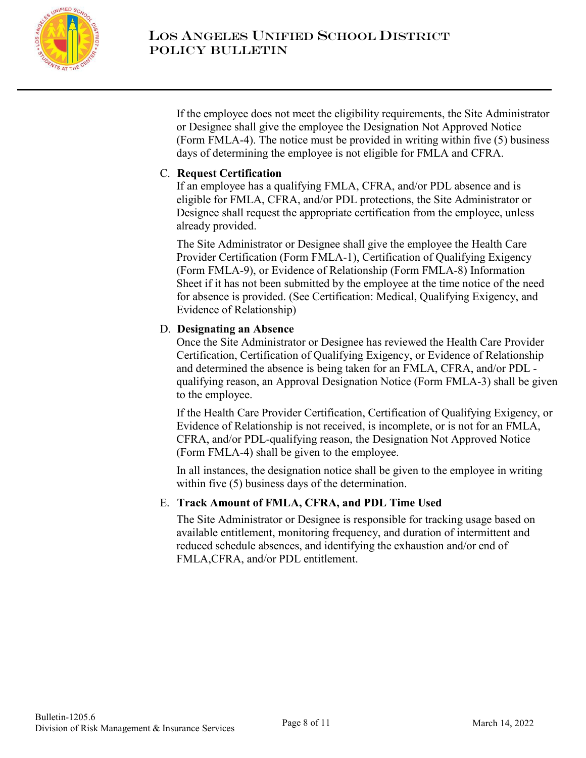If the employee does not meet the eligibility requirements, the Site Administrator or Designee shall give the employee the Designation Not Approved Notice (Form FMLA-4). The notice must be provided in writing within five (5) business days of determining the employee is not eligible for FMLA and CFRA.

C. **Request Certification**

If an employee has a qualifying FMLA, CFRA, and/or PDL absence and is eligible for FMLA, CFRA, and/or PDL protections, the Site Administrator or Designee shall request the appropriate certification from the employee, unless already provided.

The Site Administrator or Designee shall give the employee the Health Care Provider Certification (Form FMLA-1), Certification of Qualifying Exigency (Form FMLA-9), or Evidence of Relationship (Form FMLA-8) Information Sheet if it has not been submitted by the employee at the time notice of the need for absence is provided. (See Certification: Medical, Qualifying Exigency, and Evidence of Relationship)

D. **Designating an Absence**

Once the Site Administrator or Designee has reviewed the Health Care Provider Certification, Certification of Qualifying Exigency, or Evidence of Relationship and determined the absence is being taken for an FMLA, CFRA, and/or PDL - qualifying reason, an Approval Designation Notice (Form FMLA-3) shall be given to the employee.

If the Health Care Provider Certification, Certification of Qualifying Exigency, or Evidence of Relationship is not received, is incomplete, or is not for an FMLA, CFRA, and/or PDL-qualifying reason, the Designation Not Approved Notice (Form FMLA-4) shall be given to the employee.

In all instances, the designation notice shall be given to the employee in writing within five (5) business days of the determination.

E. **Track Amount of FMLA, CFRA, and PDL Time Used**

The Site Administrator or Designee is responsible for tracking usage based on available entitlement, monitoring frequency, and duration of intermittent and reduced schedule absences, and identifying the exhaustion and/or end of FMLA,CFRA, and/or PDL entitlement.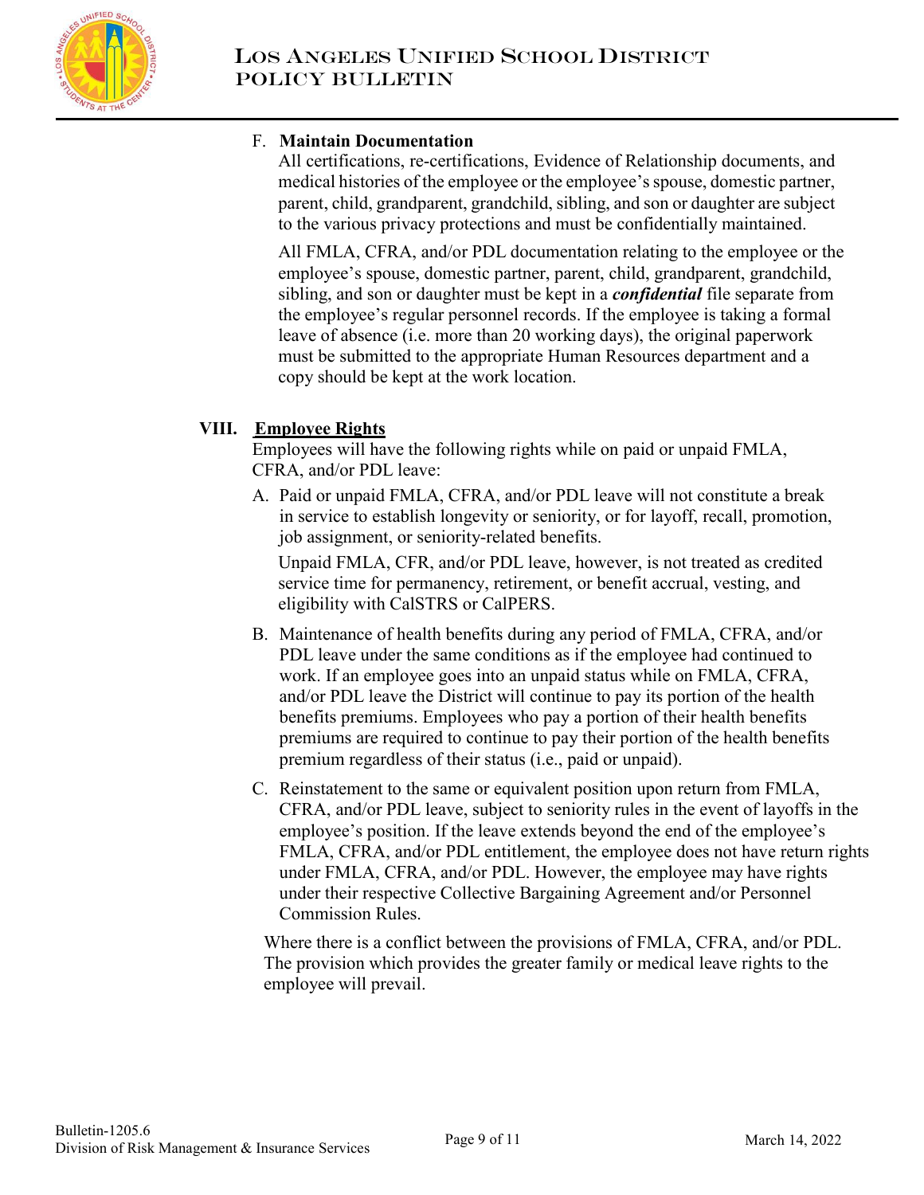F. **Maintain Documentation**

All certifications, re-certifications, Evidence of Relationship documents, and medical histories of the employee or the employee's spouse, domestic partner, parent, child, grandparent, grandchild, sibling, and son or daughter are subject to the various privacy protections and must be confidentially maintained.

All FMLA, CFRA, and/or PDL documentation relating to the employee or the employee's spouse, domestic partner, parent, child, grandparent, grandchild, sibling, and son or daughter must be kept in a ***confidential*** file separate from the employee's regular personnel records. If the employee is taking a formal leave of absence (i.e. more than 20 working days), the original paperwork must be submitted to the appropriate Human Resources department and a copy should be kept at the work location.

## VIII. Employee Rights

Employees will have the following rights while on paid or unpaid FMLA, CFRA, and/or PDL leave:

A. Paid or unpaid FMLA, CFRA, and/or PDL leave will not constitute a break in service to establish longevity or seniority, or for layoff, recall, promotion, job assignment, or seniority-related benefits.

   Unpaid FMLA, CFR, and/or PDL leave, however, is not treated as credited service time for permanency, retirement, or benefit accrual, vesting, and eligibility with CalSTRS or CalPERS.

B. Maintenance of health benefits during any period of FMLA, CFRA, and/or PDL leave under the same conditions as if the employee had continued to work. If an employee goes into an unpaid status while on FMLA, CFRA, and/or PDL leave the District will continue to pay its portion of the health benefits premiums. Employees who pay a portion of their health benefits premiums are required to continue to pay their portion of the health benefits premium regardless of their status (i.e., paid or unpaid).

C. Reinstatement to the same or equivalent position upon return from FMLA, CFRA, and/or PDL leave, subject to seniority rules in the event of layoffs in the employee's position. If the leave extends beyond the end of the employee's FMLA, CFRA, and/or PDL entitlement, the employee does not have return rights under FMLA, CFRA, and/or PDL. However, the employee may have rights under their respective Collective Bargaining Agreement and/or Personnel Commission Rules.

Where there is a conflict between the provisions of FMLA, CFRA, and/or PDL. The provision which provides the greater family or medical leave rights to the employee will prevail.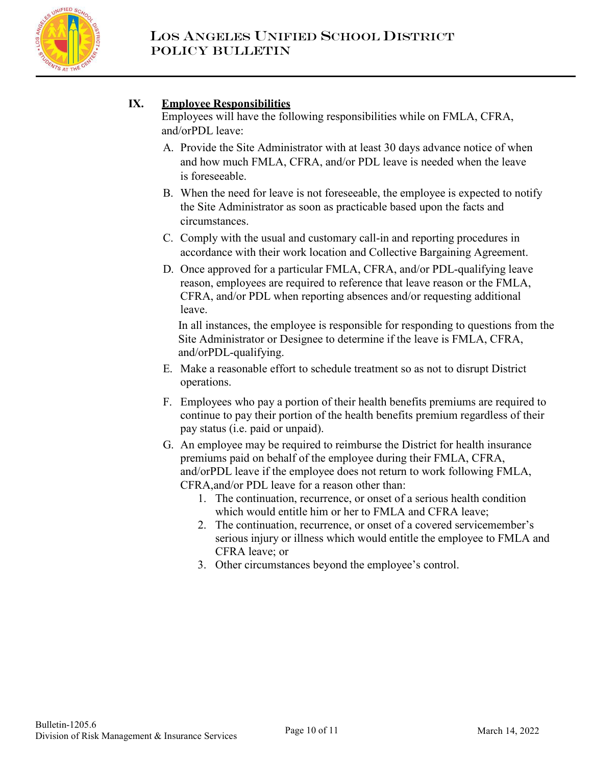## IX. Employee Responsibilities

Employees will have the following responsibilities while on FMLA, CFRA, and/orPDL leave:

A. Provide the Site Administrator with at least 30 days advance notice of when and how much FMLA, CFRA, and/or PDL leave is needed when the leave is foreseeable.

B. When the need for leave is not foreseeable, the employee is expected to notify the Site Administrator as soon as practicable based upon the facts and circumstances.

C. Comply with the usual and customary call-in and reporting procedures in accordance with their work location and Collective Bargaining Agreement.

D. Once approved for a particular FMLA, CFRA, and/or PDL-qualifying leave reason, employees are required to reference that leave reason or the FMLA, CFRA, and/or PDL when reporting absences and/or requesting additional leave.

   In all instances, the employee is responsible for responding to questions from the Site Administrator or Designee to determine if the leave is FMLA, CFRA, and/orPDL-qualifying.

E. Make a reasonable effort to schedule treatment so as not to disrupt District operations.

F. Employees who pay a portion of their health benefits premiums are required to continue to pay their portion of the health benefits premium regardless of their pay status (i.e. paid or unpaid).

G. An employee may be required to reimburse the District for health insurance premiums paid on behalf of the employee during their FMLA, CFRA, and/orPDL leave if the employee does not return to work following FMLA, CFRA,and/or PDL leave for a reason other than:
   1. The continuation, recurrence, or onset of a serious health condition which would entitle him or her to FMLA and CFRA leave;
   2. The continuation, recurrence, or onset of a covered servicemember's serious injury or illness which would entitle the employee to FMLA and CFRA leave; or
   3. Other circumstances beyond the employee's control.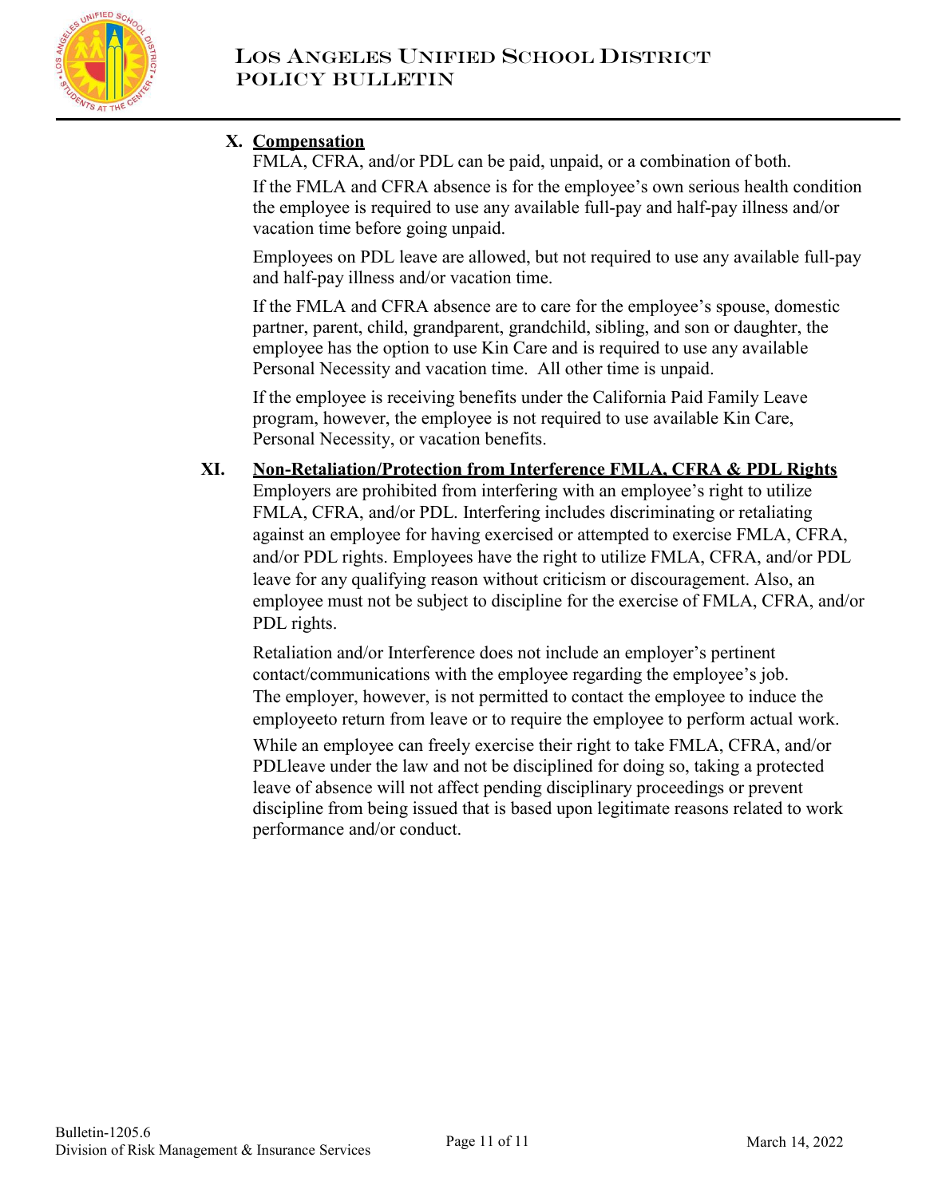## X. Compensation

FMLA, CFRA, and/or PDL can be paid, unpaid, or a combination of both.

If the FMLA and CFRA absence is for the employee's own serious health condition the employee is required to use any available full-pay and half-pay illness and/or vacation time before going unpaid.

Employees on PDL leave are allowed, but not required to use any available full-pay and half-pay illness and/or vacation time.

If the FMLA and CFRA absence are to care for the employee's spouse, domestic partner, parent, child, grandparent, grandchild, sibling, and son or daughter, the employee has the option to use Kin Care and is required to use any available Personal Necessity and vacation time. All other time is unpaid.

If the employee is receiving benefits under the California Paid Family Leave program, however, the employee is not required to use available Kin Care, Personal Necessity, or vacation benefits.

## XI. Non-Retaliation/Protection from Interference FMLA, CFRA & PDL Rights

Employers are prohibited from interfering with an employee's right to utilize FMLA, CFRA, and/or PDL. Interfering includes discriminating or retaliating against an employee for having exercised or attempted to exercise FMLA, CFRA, and/or PDL rights. Employees have the right to utilize FMLA, CFRA, and/or PDL leave for any qualifying reason without criticism or discouragement. Also, an employee must not be subject to discipline for the exercise of FMLA, CFRA, and/or PDL rights.

Retaliation and/or Interference does not include an employer's pertinent contact/communications with the employee regarding the employee's job. The employer, however, is not permitted to contact the employee to induce the employeeto return from leave or to require the employee to perform actual work.

While an employee can freely exercise their right to take FMLA, CFRA, and/or PDLleave under the law and not be disciplined for doing so, taking a protected leave of absence will not affect pending disciplinary proceedings or prevent discipline from being issued that is based upon legitimate reasons related to work performance and/or conduct.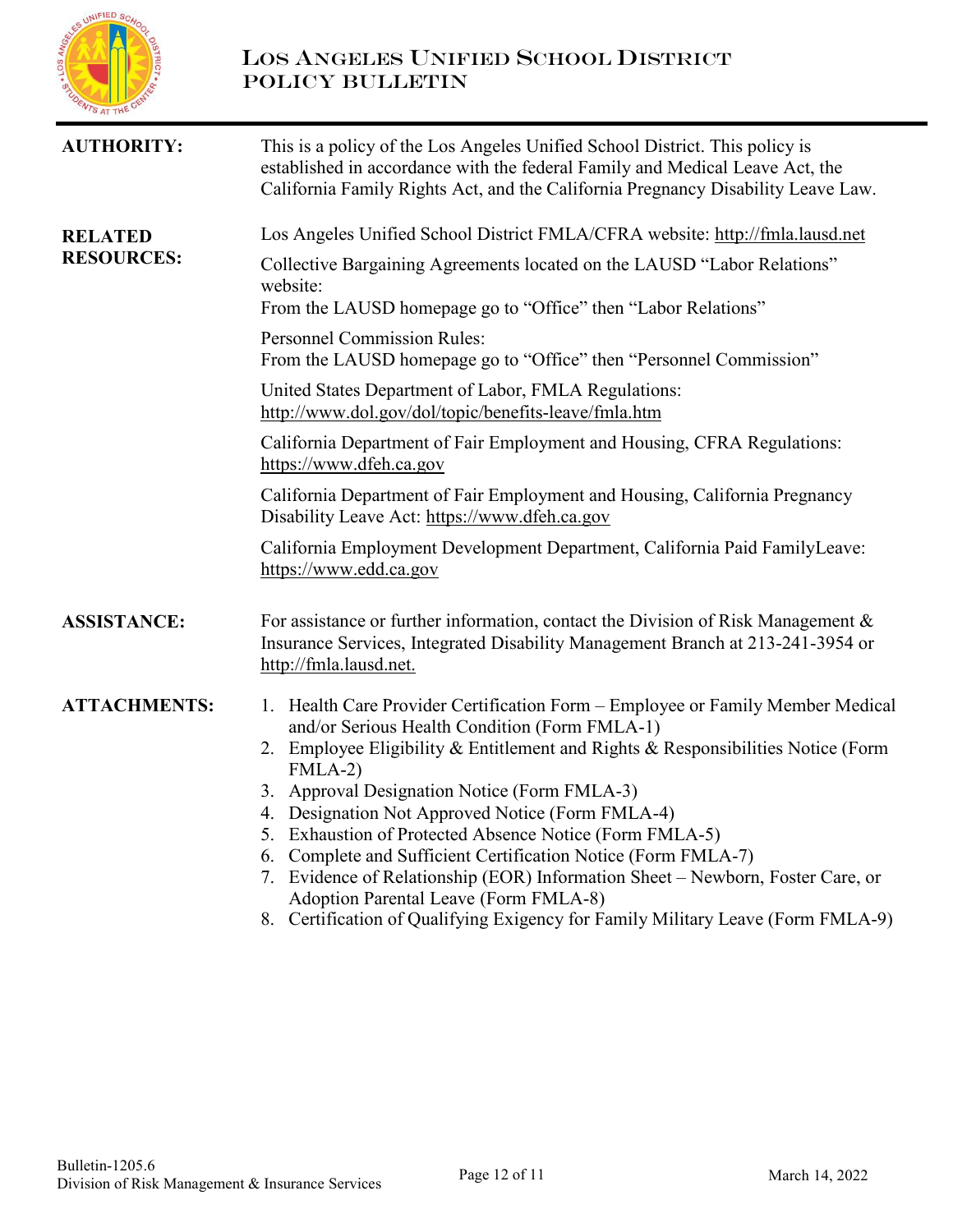**AUTHORITY:** This is a policy of the Los Angeles Unified School District. This policy is established in accordance with the federal Family and Medical Leave Act, the California Family Rights Act, and the California Pregnancy Disability Leave Law.

**RELATED RESOURCES:**

Los Angeles Unified School District FMLA/CFRA website: http://fmla.lausd.net

Collective Bargaining Agreements located on the LAUSD "Labor Relations" website:
From the LAUSD homepage go to "Office" then "Labor Relations"

Personnel Commission Rules:
From the LAUSD homepage go to "Office" then "Personnel Commission"

United States Department of Labor, FMLA Regulations:
http://www.dol.gov/dol/topic/benefits-leave/fmla.htm

California Department of Fair Employment and Housing, CFRA Regulations:
https://www.dfeh.ca.gov

California Department of Fair Employment and Housing, California Pregnancy Disability Leave Act: https://www.dfeh.ca.gov

California Employment Development Department, California Paid FamilyLeave:
https://www.edd.ca.gov

**ASSISTANCE:** For assistance or further information, contact the Division of Risk Management & Insurance Services, Integrated Disability Management Branch at 213-241-3954 or http://fmla.lausd.net.

**ATTACHMENTS:**

1. Health Care Provider Certification Form – Employee or Family Member Medical and/or Serious Health Condition (Form FMLA-1)
2. Employee Eligibility & Entitlement and Rights & Responsibilities Notice (Form FMLA-2)
3. Approval Designation Notice (Form FMLA-3)
4. Designation Not Approved Notice (Form FMLA-4)
5. Exhaustion of Protected Absence Notice (Form FMLA-5)
6. Complete and Sufficient Certification Notice (Form FMLA-7)
7. Evidence of Relationship (EOR) Information Sheet – Newborn, Foster Care, or Adoption Parental Leave (Form FMLA-8)
8. Certification of Qualifying Exigency for Family Military Leave (Form FMLA-9)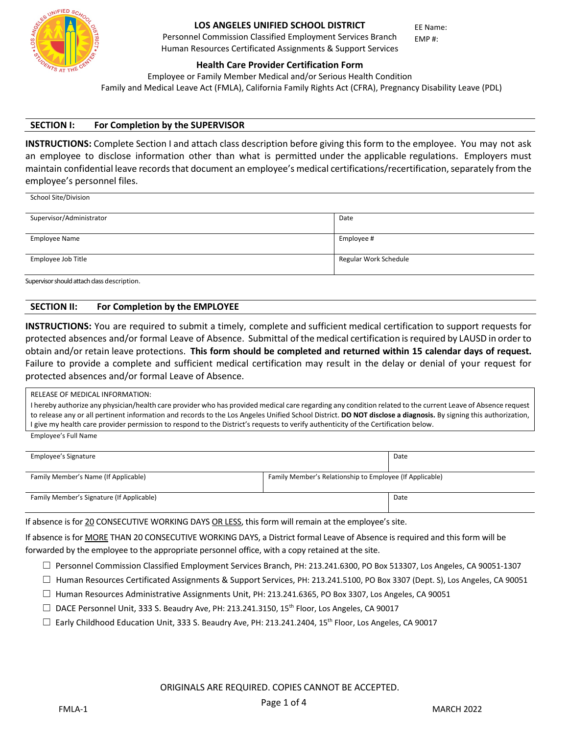**LOS ANGELES UNIFIED SCHOOL DISTRICT**
Personnel Commission Classified Employment Services Branch
Human Resources Certificated Assignments & Support Services

EE Name:
EMP #:

## Health Care Provider Certification Form

Employee or Family Member Medical and/or Serious Health Condition
Family and Medical Leave Act (FMLA), California Family Rights Act (CFRA), Pregnancy Disability Leave (PDL)

## SECTION I: For Completion by the SUPERVISOR

**INSTRUCTIONS:** Complete Section I and attach class description before giving this form to the employee. You may not ask an employee to disclose information other than what is permitted under the applicable regulations. Employers must maintain confidential leave records that document an employee's medical certifications/recertification, separately from the employee's personnel files.

| School Site/Division | |
|---|---|
| Supervisor/Administrator | Date |
| Employee Name | Employee # |
| Employee Job Title | Regular Work Schedule |

Supervisor should attach class description.

## SECTION II: For Completion by the EMPLOYEE

**INSTRUCTIONS:** You are required to submit a timely, complete and sufficient medical certification to support requests for protected absences and/or formal Leave of Absence. Submittal of the medical certification is required by LAUSD in order to obtain and/or retain leave protections. **This form should be completed and returned within 15 calendar days of request.** Failure to provide a complete and sufficient medical certification may result in the delay or denial of your request for protected absences and/or formal Leave of Absence.

RELEASE OF MEDICAL INFORMATION:
I hereby authorize any physician/health care provider who has provided medical care regarding any condition related to the current Leave of Absence request to release any or all pertinent information and records to the Los Angeles Unified School District. **DO NOT disclose a diagnosis.** By signing this authorization, I give my health care provider permission to respond to the District's requests to verify authenticity of the Certification below.

| Employee's Full Name | |
|---|---|
| Employee's Signature | Date |
| Family Member's Name (If Applicable) | Family Member's Relationship to Employee (If Applicable) |
| Family Member's Signature (If Applicable) | Date |

If absence is for 20 CONSECUTIVE WORKING DAYS OR LESS, this form will remain at the employee's site.

If absence is for MORE THAN 20 CONSECUTIVE WORKING DAYS, a District formal Leave of Absence is required and this form will be forwarded by the employee to the appropriate personnel office, with a copy retained at the site.

- ☐ Personnel Commission Classified Employment Services Branch, PH: 213.241.6300, PO Box 513307, Los Angeles, CA 90051-1307
- ☐ Human Resources Certificated Assignments & Support Services, PH: 213.241.5100, PO Box 3307 (Dept. S), Los Angeles, CA 90051
- ☐ Human Resources Administrative Assignments Unit, PH: 213.241.6365, PO Box 3307, Los Angeles, CA 90051
- ☐ DACE Personnel Unit, 333 S. Beaudry Ave, PH: 213.241.3150, 15th Floor, Los Angeles, CA 90017
- ☐ Early Childhood Education Unit, 333 S. Beaudry Ave, PH: 213.241.2404, 15th Floor, Los Angeles, CA 90017

ORIGINALS ARE REQUIRED. COPIES CANNOT BE ACCEPTED.

FMLA-1 MARCH 2022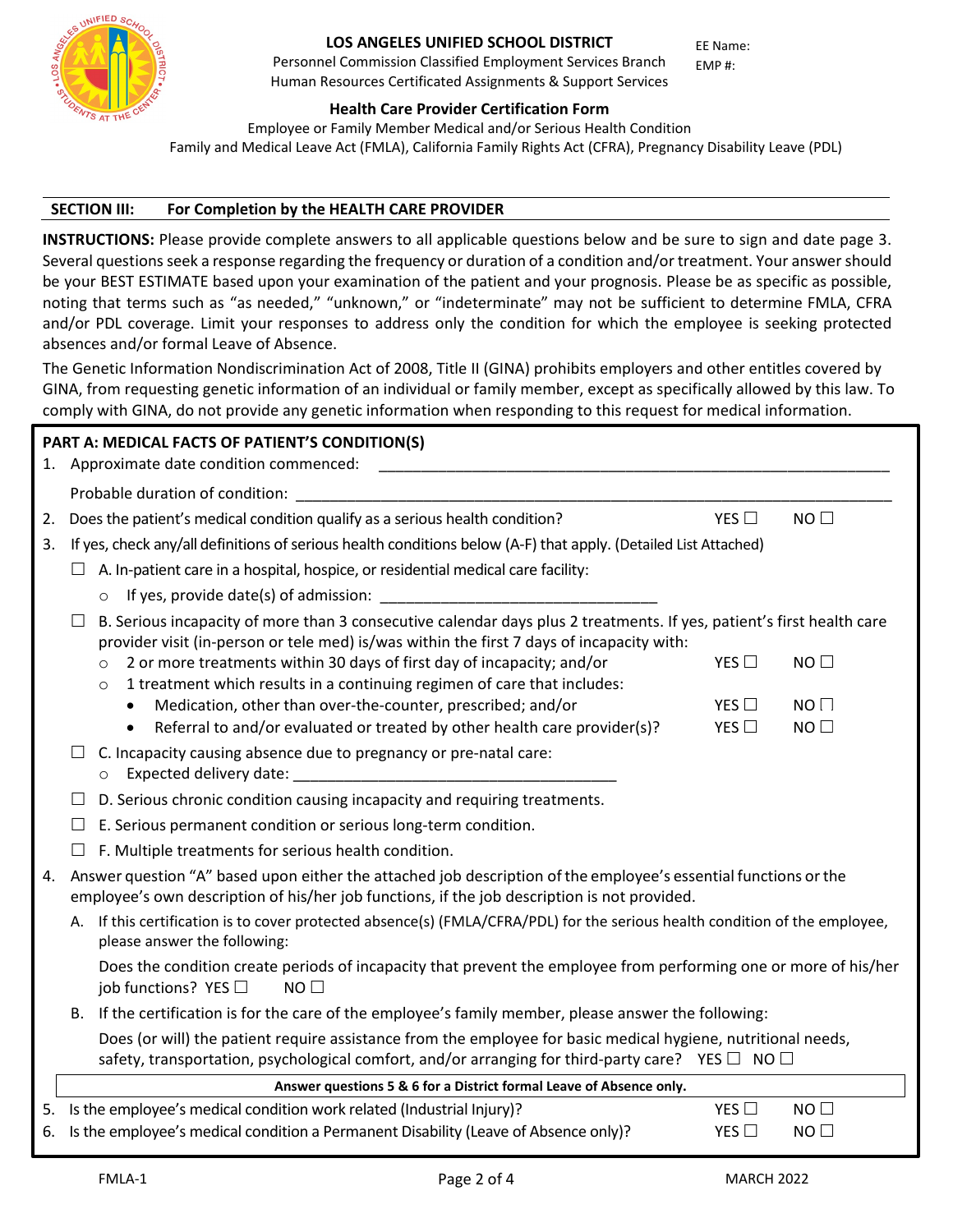**LOS ANGELES UNIFIED SCHOOL DISTRICT**
Personnel Commission Classified Employment Services Branch
Human Resources Certificated Assignments & Support Services

EE Name:
EMP #:

**Health Care Provider Certification Form**
Employee or Family Member Medical and/or Serious Health Condition
Family and Medical Leave Act (FMLA), California Family Rights Act (CFRA), Pregnancy Disability Leave (PDL)

## SECTION III: For Completion by the HEALTH CARE PROVIDER

**INSTRUCTIONS:** Please provide complete answers to all applicable questions below and be sure to sign and date page 3. Several questions seek a response regarding the frequency or duration of a condition and/or treatment. Your answer should be your BEST ESTIMATE based upon your examination of the patient and your prognosis. Please be as specific as possible, noting that terms such as "as needed," "unknown," or "indeterminate" may not be sufficient to determine FMLA, CFRA and/or PDL coverage. Limit your responses to address only the condition for which the employee is seeking protected absences and/or formal Leave of Absence.

The Genetic Information Nondiscrimination Act of 2008, Title II (GINA) prohibits employers and other entitles covered by GINA, from requesting genetic information of an individual or family member, except as specifically allowed by this law. To comply with GINA, do not provide any genetic information when responding to this request for medical information.

### PART A: MEDICAL FACTS OF PATIENT'S CONDITION(S)

1. Approximate date condition commenced: ______________________________

   Probable duration of condition: ______________________________

2. Does the patient's medical condition qualify as a serious health condition? YES ☐ NO ☐
3. If yes, check any/all definitions of serious health conditions below (A-F) that apply. (Detailed List Attached)
   - ☐ A. In-patient care in a hospital, hospice, or residential medical care facility:
     - If yes, provide date(s) of admission: ______________________________
   - ☐ B. Serious incapacity of more than 3 consecutive calendar days plus 2 treatments. If yes, patient's first health care provider visit (in-person or tele med) is/was within the first 7 days of incapacity with:
     - 2 or more treatments within 30 days of first day of incapacity; and/or YES ☐ NO ☐
     - 1 treatment which results in a continuing regimen of care that includes:
       - Medication, other than over-the-counter, prescribed; and/or YES ☐ NO ☐
       - Referral to and/or evaluated or treated by other health care provider(s)? YES ☐ NO ☐
   - ☐ C. Incapacity causing absence due to pregnancy or pre-natal care:
     - Expected delivery date: ______________________________
   - ☐ D. Serious chronic condition causing incapacity and requiring treatments.
   - ☐ E. Serious permanent condition or serious long-term condition.
   - ☐ F. Multiple treatments for serious health condition.
4. Answer question "A" based upon either the attached job description of the employee's essential functions or the employee's own description of his/her job functions, if the job description is not provided.
   - A. If this certification is to cover protected absence(s) (FMLA/CFRA/PDL) for the serious health condition of the employee, please answer the following:

     Does the condition create periods of incapacity that prevent the employee from performing one or more of his/her job functions? YES ☐ NO ☐
   - B. If the certification is for the care of the employee's family member, please answer the following:

     Does (or will) the patient require assistance from the employee for basic medical hygiene, nutritional needs, safety, transportation, psychological comfort, and/or arranging for third-party care? YES ☐ NO ☐

**Answer questions 5 & 6 for a District formal Leave of Absence only.**

5. Is the employee's medical condition work related (Industrial Injury)? YES ☐ NO ☐
6. Is the employee's medical condition a Permanent Disability (Leave of Absence only)? YES ☐ NO ☐

FMLA-1 MARCH 2022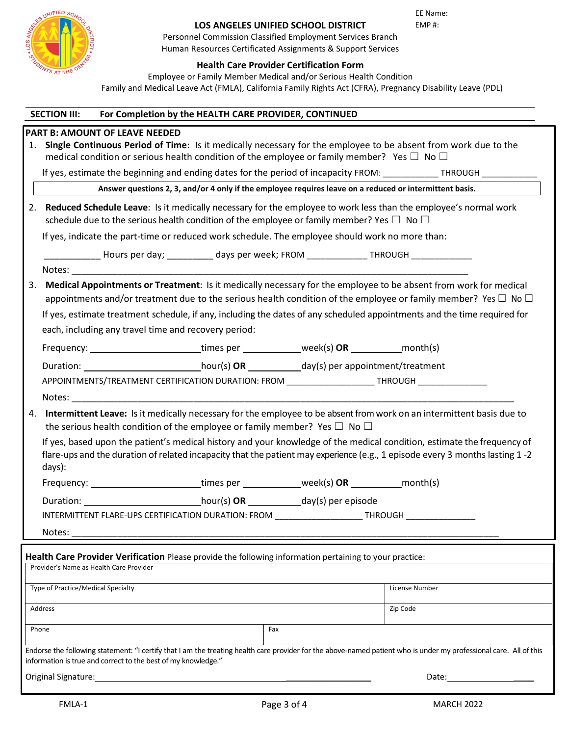EE Name:
EMP #:

# LOS ANGELES UNIFIED SCHOOL DISTRICT

Personnel Commission Classified Employment Services Branch
Human Resources Certificated Assignments & Support Services

## Health Care Provider Certification Form

Employee or Family Member Medical and/or Serious Health Condition
Family and Medical Leave Act (FMLA), California Family Rights Act (CFRA), Pregnancy Disability Leave (PDL)

**SECTION III: For Completion by the HEALTH CARE PROVIDER, CONTINUED**

**PART B: AMOUNT OF LEAVE NEEDED**

1. **Single Continuous Period of Time**: Is it medically necessary for the employee to be absent from work due to the medical condition or serious health condition of the employee or family member? Yes ☐ No ☐

   If yes, estimate the beginning and ending dates for the period of incapacity FROM: ___________ THROUGH ___________

**Answer questions 2, 3, and/or 4 only if the employee requires leave on a reduced or intermittent basis.**

2. **Reduced Schedule Leave**: Is it medically necessary for the employee to work less than the employee's normal work schedule due to the serious health condition of the employee or family member? Yes ☐ No ☐

   If yes, indicate the part-time or reduced work schedule. The employee should work no more than:

   ___________ Hours per day; _________ days per week; FROM ____________ THROUGH ____________

   Notes: ______________________________________________________________________________

3. **Medical Appointments or Treatment**: Is it medically necessary for the employee to be absent from work for medical appointments and/or treatment due to the serious health condition of the employee or family member? Yes ☐ No ☐

   If yes, estimate treatment schedule, if any, including the dates of any scheduled appointments and the time required for each, including any travel time and recovery period:

   Frequency: ______________________ times per ___________ week(s) **OR** __________ month(s)

   Duration: ______________________ hour(s) **OR** __________ day(s) per appointment/treatment

   APPOINTMENTS/TREATMENT CERTIFICATION DURATION: FROM _________________ THROUGH ______________

   Notes: ______________________________________________________________________________

4. **Intermittent Leave:** Is it medically necessary for the employee to be absent from work on an intermittent basis due to the serious health condition of the employee or family member? Yes ☐ No ☐

   If yes, based upon the patient's medical history and your knowledge of the medical condition, estimate the frequency of flare-ups and the duration of related incapacity that the patient may experience (e.g., 1 episode every 3 months lasting 1 -2 days):

   Frequency: ______________________ times per ___________ week(s) **OR** __________ month(s)

   Duration: ______________________ hour(s) **OR** __________ day(s) per episode

   INTERMITTENT FLARE-UPS CERTIFICATION DURATION: FROM _________________ THROUGH ______________

   Notes: ______________________________________________________________________________

**Health Care Provider Verification** Please provide the following information pertaining to your practice:

| Provider's Name as Health Care Provider | | |
|---|---|---|
| Type of Practice/Medical Specialty | | License Number |
| Address | | Zip Code |
| Phone | Fax | |

Endorse the following statement: "I certify that I am the treating health care provider for the above-named patient who is under my professional care. All of this information is true and correct to the best of my knowledge."

Original Signature:________________________________________ Date:______________

FMLA-1 MARCH 2022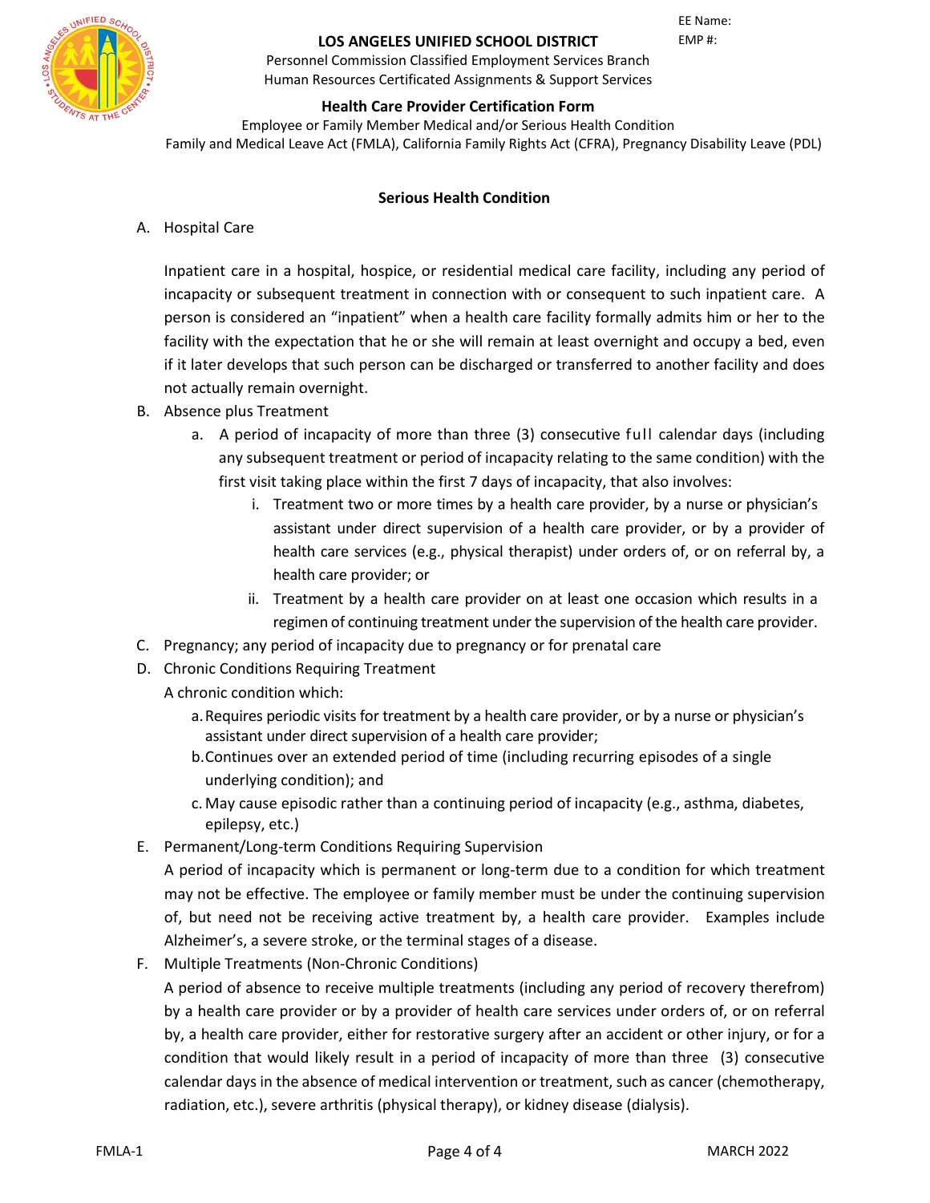EE Name:
EMP #:

**LOS ANGELES UNIFIED SCHOOL DISTRICT**
Personnel Commission Classified Employment Services Branch
Human Resources Certificated Assignments & Support Services

**Health Care Provider Certification Form**
Employee or Family Member Medical and/or Serious Health Condition
Family and Medical Leave Act (FMLA), California Family Rights Act (CFRA), Pregnancy Disability Leave (PDL)

## Serious Health Condition

A. Hospital Care

Inpatient care in a hospital, hospice, or residential medical care facility, including any period of incapacity or subsequent treatment in connection with or consequent to such inpatient care. A person is considered an "inpatient" when a health care facility formally admits him or her to the facility with the expectation that he or she will remain at least overnight and occupy a bed, even if it later develops that such person can be discharged or transferred to another facility and does not actually remain overnight.

B. Absence plus Treatment
   a. A period of incapacity of more than three (3) consecutive full calendar days (including any subsequent treatment or period of incapacity relating to the same condition) with the first visit taking place within the first 7 days of incapacity, that also involves:
      i. Treatment two or more times by a health care provider, by a nurse or physician's assistant under direct supervision of a health care provider, or by a provider of health care services (e.g., physical therapist) under orders of, or on referral by, a health care provider; or
      ii. Treatment by a health care provider on at least one occasion which results in a regimen of continuing treatment under the supervision of the health care provider.

C. Pregnancy; any period of incapacity due to pregnancy or for prenatal care

D. Chronic Conditions Requiring Treatment

A chronic condition which:
   a. Requires periodic visits for treatment by a health care provider, or by a nurse or physician's assistant under direct supervision of a health care provider;
   b. Continues over an extended period of time (including recurring episodes of a single underlying condition); and
   c. May cause episodic rather than a continuing period of incapacity (e.g., asthma, diabetes, epilepsy, etc.)

E. Permanent/Long-term Conditions Requiring Supervision

A period of incapacity which is permanent or long-term due to a condition for which treatment may not be effective. The employee or family member must be under the continuing supervision of, but need not be receiving active treatment by, a health care provider. Examples include Alzheimer's, a severe stroke, or the terminal stages of a disease.

F. Multiple Treatments (Non-Chronic Conditions)

A period of absence to receive multiple treatments (including any period of recovery therefrom) by a health care provider or by a provider of health care services under orders of, or on referral by, a health care provider, either for restorative surgery after an accident or other injury, or for a condition that would likely result in a period of incapacity of more than three (3) consecutive calendar days in the absence of medical intervention or treatment, such as cancer (chemotherapy, radiation, etc.), severe arthritis (physical therapy), or kidney disease (dialysis).

FMLA-1 MARCH 2022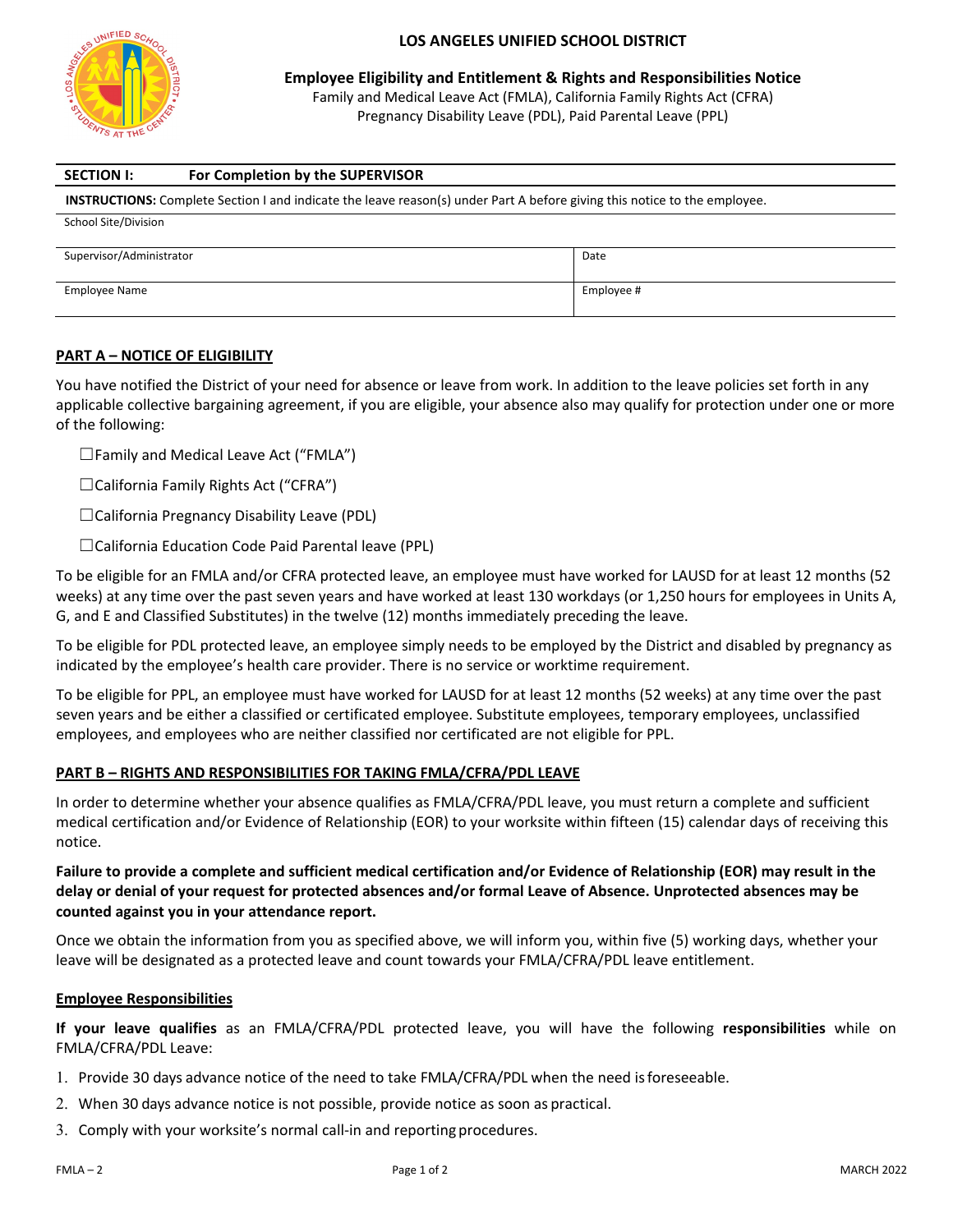# LOS ANGELES UNIFIED SCHOOL DISTRICT

## Employee Eligibility and Entitlement & Rights and Responsibilities Notice

Family and Medical Leave Act (FMLA), California Family Rights Act (CFRA)
Pregnancy Disability Leave (PDL), Paid Parental Leave (PPL)

| **SECTION I:** | **For Completion by the SUPERVISOR** |
|---|---|

**INSTRUCTIONS:** Complete Section I and indicate the leave reason(s) under Part A before giving this notice to the employee.

| School Site/Division | |
|---|---|
| Supervisor/Administrator | Date |
| Employee Name | Employee # |

**PART A – NOTICE OF ELIGIBILITY**

You have notified the District of your need for absence or leave from work. In addition to the leave policies set forth in any applicable collective bargaining agreement, if you are eligible, your absence also may qualify for protection under one or more of the following:

☐Family and Medical Leave Act ("FMLA")

☐California Family Rights Act ("CFRA")

☐California Pregnancy Disability Leave (PDL)

☐California Education Code Paid Parental leave (PPL)

To be eligible for an FMLA and/or CFRA protected leave, an employee must have worked for LAUSD for at least 12 months (52 weeks) at any time over the past seven years and have worked at least 130 workdays (or 1,250 hours for employees in Units A, G, and E and Classified Substitutes) in the twelve (12) months immediately preceding the leave.

To be eligible for PDL protected leave, an employee simply needs to be employed by the District and disabled by pregnancy as indicated by the employee's health care provider. There is no service or worktime requirement.

To be eligible for PPL, an employee must have worked for LAUSD for at least 12 months (52 weeks) at any time over the past seven years and be either a classified or certificated employee. Substitute employees, temporary employees, unclassified employees, and employees who are neither classified nor certificated are not eligible for PPL.

**PART B – RIGHTS AND RESPONSIBILITIES FOR TAKING FMLA/CFRA/PDL LEAVE**

In order to determine whether your absence qualifies as FMLA/CFRA/PDL leave, you must return a complete and sufficient medical certification and/or Evidence of Relationship (EOR) to your worksite within fifteen (15) calendar days of receiving this notice.

**Failure to provide a complete and sufficient medical certification and/or Evidence of Relationship (EOR) may result in the delay or denial of your request for protected absences and/or formal Leave of Absence. Unprotected absences may be counted against you in your attendance report.**

Once we obtain the information from you as specified above, we will inform you, within five (5) working days, whether your leave will be designated as a protected leave and count towards your FMLA/CFRA/PDL leave entitlement.

**Employee Responsibilities**

**If your leave qualifies** as an FMLA/CFRA/PDL protected leave, you will have the following **responsibilities** while on FMLA/CFRA/PDL Leave:

1. Provide 30 days advance notice of the need to take FMLA/CFRA/PDL when the need is foreseeable.
2. When 30 days advance notice is not possible, provide notice as soon as practical.
3. Comply with your worksite's normal call-in and reporting procedures.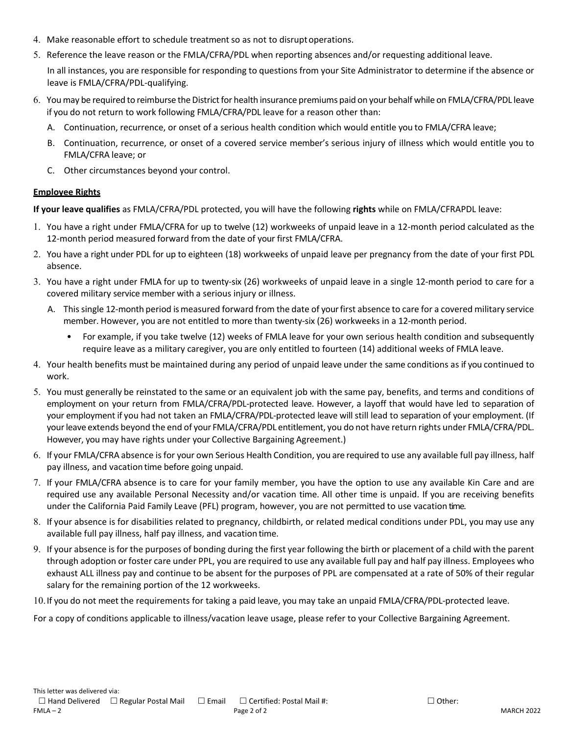4. Make reasonable effort to schedule treatment so as not to disrupt operations.
5. Reference the leave reason or the FMLA/CFRA/PDL when reporting absences and/or requesting additional leave.

   In all instances, you are responsible for responding to questions from your Site Administrator to determine if the absence or leave is FMLA/CFRA/PDL-qualifying.

6. You may be required to reimburse the District for health insurance premiums paid on your behalf while on FMLA/CFRA/PDL leave if you do not return to work following FMLA/CFRA/PDL leave for a reason other than:
   A. Continuation, recurrence, or onset of a serious health condition which would entitle you to FMLA/CFRA leave;
   B. Continuation, recurrence, or onset of a covered service member's serious injury of illness which would entitle you to FMLA/CFRA leave; or
   C. Other circumstances beyond your control.

**Employee Rights**

**If your leave qualifies** as FMLA/CFRA/PDL protected, you will have the following **rights** while on FMLA/CFRAPDL leave:

1. You have a right under FMLA/CFRA for up to twelve (12) workweeks of unpaid leave in a 12-month period calculated as the 12-month period measured forward from the date of your first FMLA/CFRA.
2. You have a right under PDL for up to eighteen (18) workweeks of unpaid leave per pregnancy from the date of your first PDL absence.
3. You have a right under FMLA for up to twenty-six (26) workweeks of unpaid leave in a single 12-month period to care for a covered military service member with a serious injury or illness.
   A. This single 12-month period is measured forward from the date of your first absence to care for a covered military service member. However, you are not entitled to more than twenty-six (26) workweeks in a 12-month period.
      - For example, if you take twelve (12) weeks of FMLA leave for your own serious health condition and subsequently require leave as a military caregiver, you are only entitled to fourteen (14) additional weeks of FMLA leave.
4. Your health benefits must be maintained during any period of unpaid leave under the same conditions as if you continued to work.
5. You must generally be reinstated to the same or an equivalent job with the same pay, benefits, and terms and conditions of employment on your return from FMLA/CFRA/PDL-protected leave. However, a layoff that would have led to separation of your employment if you had not taken an FMLA/CFRA/PDL-protected leave will still lead to separation of your employment. (If your leave extends beyond the end of your FMLA/CFRA/PDL entitlement, you do not have return rights under FMLA/CFRA/PDL. However, you may have rights under your Collective Bargaining Agreement.)
6. If your FMLA/CFRA absence is for your own Serious Health Condition, you are required to use any available full pay illness, half pay illness, and vacation time before going unpaid.
7. If your FMLA/CFRA absence is to care for your family member, you have the option to use any available Kin Care and are required use any available Personal Necessity and/or vacation time. All other time is unpaid. If you are receiving benefits under the California Paid Family Leave (PFL) program, however, you are not permitted to use vacation time.
8. If your absence is for disabilities related to pregnancy, childbirth, or related medical conditions under PDL, you may use any available full pay illness, half pay illness, and vacation time.
9. If your absence is for the purposes of bonding during the first year following the birth or placement of a child with the parent through adoption or foster care under PPL, you are required to use any available full pay and half pay illness. Employees who exhaust ALL illness pay and continue to be absent for the purposes of PPL are compensated at a rate of 50% of their regular salary for the remaining portion of the 12 workweeks.
10. If you do not meet the requirements for taking a paid leave, you may take an unpaid FMLA/CFRA/PDL-protected leave.

For a copy of conditions applicable to illness/vacation leave usage, please refer to your Collective Bargaining Agreement.

This letter was delivered via:
☐ Hand Delivered ☐ Regular Postal Mail ☐ Email ☐ Certified: Postal Mail #: ☐ Other: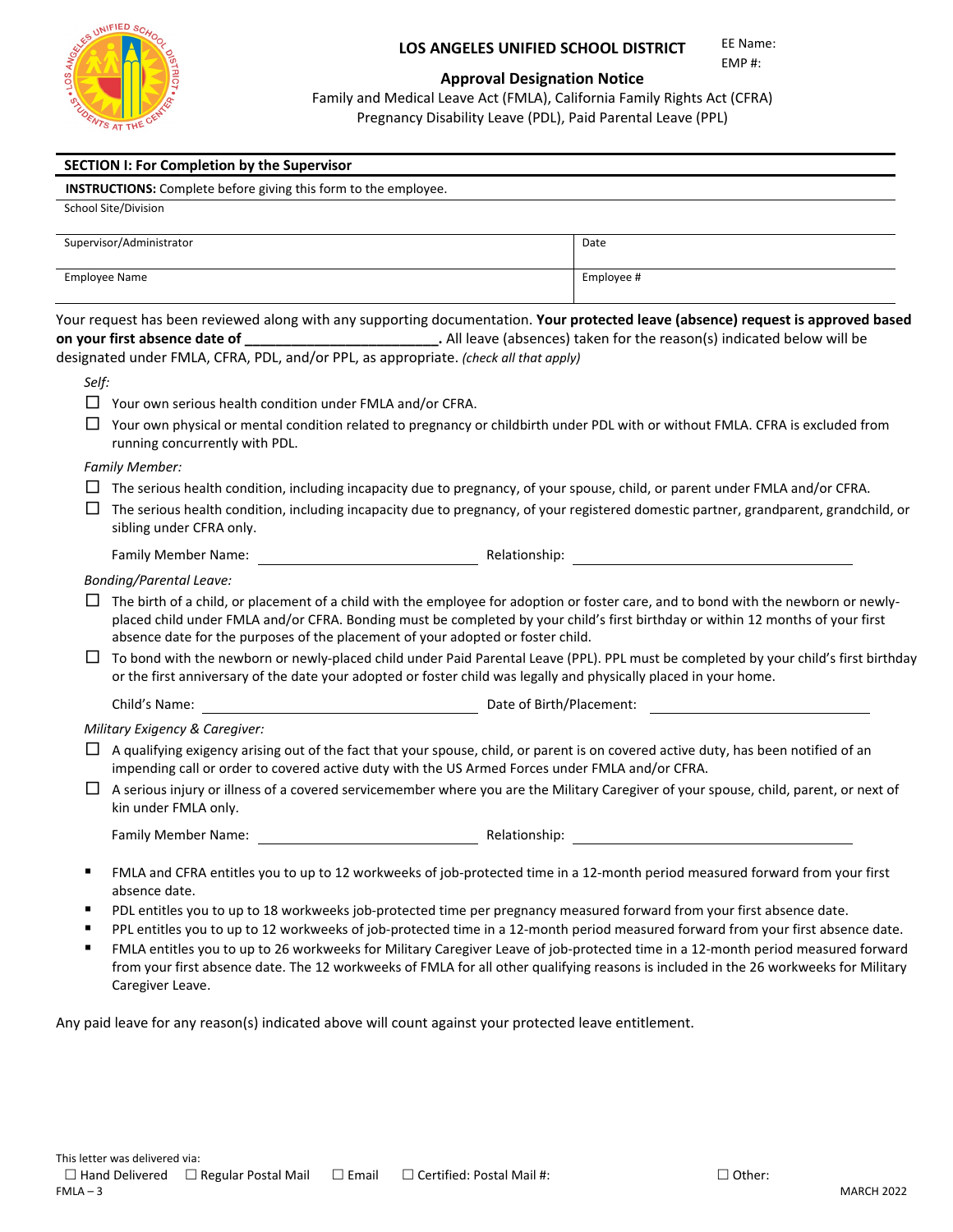# LOS ANGELES UNIFIED SCHOOL DISTRICT

EE Name:
EMP #:

## Approval Designation Notice

Family and Medical Leave Act (FMLA), California Family Rights Act (CFRA)
Pregnancy Disability Leave (PDL), Paid Parental Leave (PPL)

### SECTION I: For Completion by the Supervisor

**INSTRUCTIONS:** Complete before giving this form to the employee.

| School Site/Division | |
|---|---|
| Supervisor/Administrator | Date |
| Employee Name | Employee # |

Your request has been reviewed along with any supporting documentation. **Your protected leave (absence) request is approved based on your first absence date of ________________________.** All leave (absences) taken for the reason(s) indicated below will be designated under FMLA, CFRA, PDL, and/or PPL, as appropriate. *(check all that apply)*

*Self:*

- ☐ Your own serious health condition under FMLA and/or CFRA.
- ☐ Your own physical or mental condition related to pregnancy or childbirth under PDL with or without FMLA. CFRA is excluded from running concurrently with PDL.

*Family Member:*

- ☐ The serious health condition, including incapacity due to pregnancy, of your spouse, child, or parent under FMLA and/or CFRA.
- ☐ The serious health condition, including incapacity due to pregnancy, of your registered domestic partner, grandparent, grandchild, or sibling under CFRA only.

Family Member Name: ______________________ Relationship: ______________________

*Bonding/Parental Leave:*

- ☐ The birth of a child, or placement of a child with the employee for adoption or foster care, and to bond with the newborn or newly-placed child under FMLA and/or CFRA. Bonding must be completed by your child's first birthday or within 12 months of your first absence date for the purposes of the placement of your adopted or foster child.
- ☐ To bond with the newborn or newly-placed child under Paid Parental Leave (PPL). PPL must be completed by your child's first birthday or the first anniversary of the date your adopted or foster child was legally and physically placed in your home.

Child's Name: ______________________ Date of Birth/Placement: ______________________

*Military Exigency & Caregiver:*

- ☐ A qualifying exigency arising out of the fact that your spouse, child, or parent is on covered active duty, has been notified of an impending call or order to covered active duty with the US Armed Forces under FMLA and/or CFRA.
- ☐ A serious injury or illness of a covered servicemember where you are the Military Caregiver of your spouse, child, parent, or next of kin under FMLA only.

Family Member Name: ______________________ Relationship: ______________________

- FMLA and CFRA entitles you to up to 12 workweeks of job-protected time in a 12-month period measured forward from your first absence date.
- PDL entitles you to up to 18 workweeks job-protected time per pregnancy measured forward from your first absence date.
- PPL entitles you to up to 12 workweeks of job-protected time in a 12-month period measured forward from your first absence date.
- FMLA entitles you to up to 26 workweeks for Military Caregiver Leave of job-protected time in a 12-month period measured forward from your first absence date. The 12 workweeks of FMLA for all other qualifying reasons is included in the 26 workweeks for Military Caregiver Leave.

Any paid leave for any reason(s) indicated above will count against your protected leave entitlement.

This letter was delivered via:
☐ Hand Delivered ☐ Regular Postal Mail ☐ Email ☐ Certified: Postal Mail #: ☐ Other:

FMLA – 3 MARCH 2022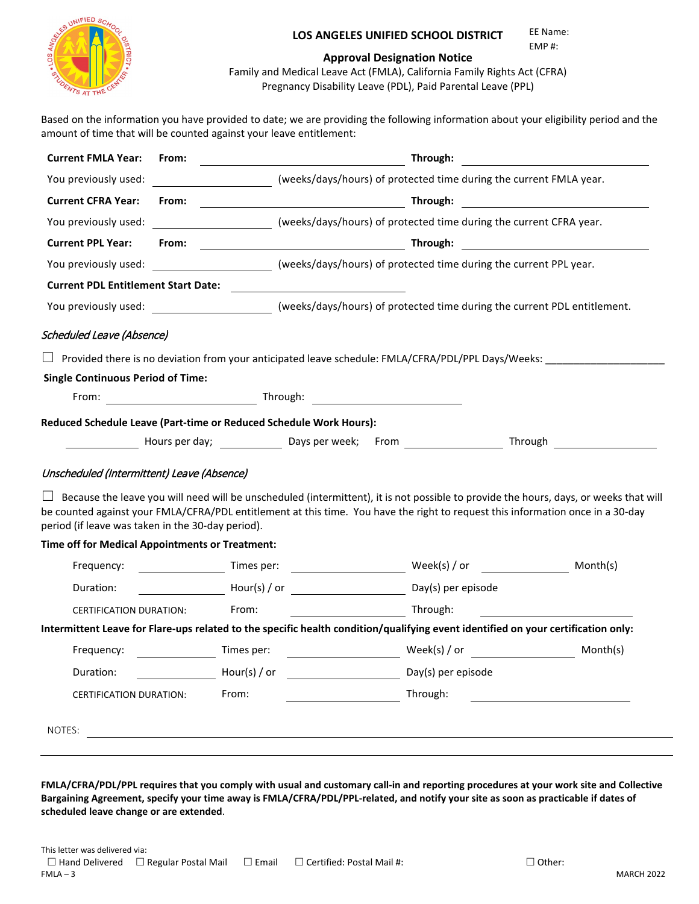EE Name:
EMP #:

# LOS ANGELES UNIFIED SCHOOL DISTRICT

## Approval Designation Notice

Family and Medical Leave Act (FMLA), California Family Rights Act (CFRA)
Pregnancy Disability Leave (PDL), Paid Parental Leave (PPL)

Based on the information you have provided to date; we are providing the following information about your eligibility period and the amount of time that will be counted against your leave entitlement:

**Current FMLA Year:** **From:** ______________________ **Through:** ______________________

You previously used: ______________ (weeks/days/hours) of protected time during the current FMLA year.

**Current CFRA Year:** **From:** ______________________ **Through:** ______________________

You previously used: ______________ (weeks/days/hours) of protected time during the current CFRA year.

**Current PPL Year:** **From:** ______________________ **Through:** ______________________

You previously used: ______________ (weeks/days/hours) of protected time during the current PPL year.

**Current PDL Entitlement Start Date:** ______________________

You previously used: ______________ (weeks/days/hours) of protected time during the current PDL entitlement.

*Scheduled Leave (Absence)*

☐ Provided there is no deviation from your anticipated leave schedule: FMLA/CFRA/PDL/PPL Days/Weeks: ____________________

**Single Continuous Period of Time:**

From: ______________________ Through: ______________________

**Reduced Schedule Leave (Part-time or Reduced Schedule Work Hours):**

__________ Hours per day; __________ Days per week; From ______________ Through ______________

*Unscheduled (Intermittent) Leave (Absence)*

☐ Because the leave you will need will be unscheduled (intermittent), it is not possible to provide the hours, days, or weeks that will be counted against your FMLA/CFRA/PDL entitlement at this time. You have the right to request this information once in a 30-day period (if leave was taken in the 30-day period).

**Time off for Medical Appointments or Treatment:**

Frequency: __________ Times per: ______________ Week(s) / or ______________ Month(s)

Duration: __________ Hour(s) / or ______________ Day(s) per episode

CERTIFICATION DURATION: From: ______________ Through: ______________

**Intermittent Leave for Flare-ups related to the specific health condition/qualifying event identified on your certification only:**

Frequency: __________ Times per: ______________ Week(s) / or ______________ Month(s)

Duration: __________ Hour(s) / or ______________ Day(s) per episode

CERTIFICATION DURATION: From: ______________ Through: ______________

NOTES: ________________________________________________________________________

**FMLA/CFRA/PDL/PPL requires that you comply with usual and customary call-in and reporting procedures at your work site and Collective Bargaining Agreement, specify your time away is FMLA/CFRA/PDL/PPL-related, and notify your site as soon as practicable if dates of scheduled leave change or are extended**.

This letter was delivered via:
☐ Hand Delivered ☐ Regular Postal Mail ☐ Email ☐ Certified: Postal Mail #: ☐ Other:

FMLA – 3 MARCH 2022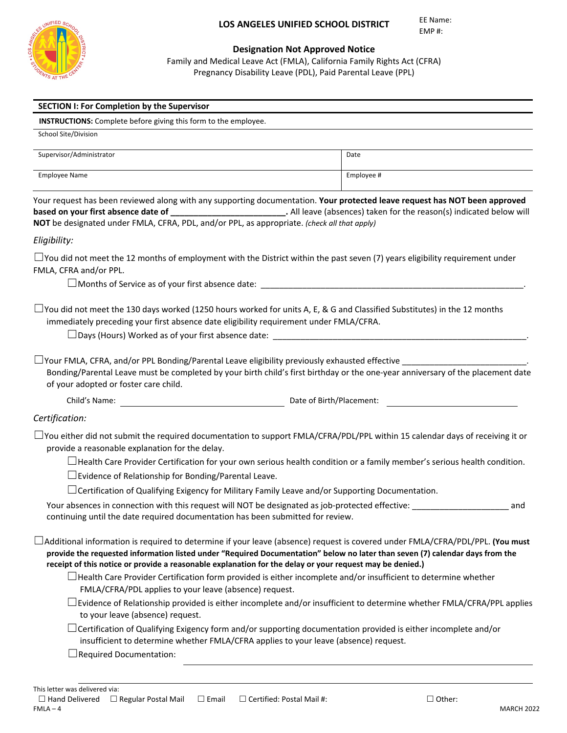**LOS ANGELES UNIFIED SCHOOL DISTRICT**

EE Name:
EMP #:

**Designation Not Approved Notice**

Family and Medical Leave Act (FMLA), California Family Rights Act (CFRA)
Pregnancy Disability Leave (PDL), Paid Parental Leave (PPL)

**SECTION I: For Completion by the Supervisor**

**INSTRUCTIONS:** Complete before giving this form to the employee.

| School Site/Division | |
|---|---|
| Supervisor/Administrator | Date |
| Employee Name | Employee # |

Your request has been reviewed along with any supporting documentation. **Your protected leave request has NOT been approved based on your first absence date of \_\_\_\_\_\_\_\_\_\_\_\_\_\_\_\_\_\_\_\_\_\_\_\_\_.** All leave (absences) taken for the reason(s) indicated below will **NOT** be designated under FMLA, CFRA, PDL, and/or PPL, as appropriate. *(check all that apply)*

*Eligibility:*

☐ You did not meet the 12 months of employment with the District within the past seven (7) years eligibility requirement under FMLA, CFRA and/or PPL.

- ☐ Months of Service as of your first absence date: \_\_\_\_\_\_\_\_\_\_\_\_\_\_\_\_\_\_\_\_\_\_\_\_\_\_\_\_\_\_\_\_\_\_\_\_\_\_\_\_\_\_\_\_\_\_\_\_\_\_.

☐ You did not meet the 130 days worked (1250 hours worked for units A, E, & G and Classified Substitutes) in the 12 months immediately preceding your first absence date eligibility requirement under FMLA/CFRA.

- ☐ Days (Hours) Worked as of your first absence date: \_\_\_\_\_\_\_\_\_\_\_\_\_\_\_\_\_\_\_\_\_\_\_\_\_\_\_\_\_\_\_\_\_\_\_\_\_\_\_\_\_\_\_\_\_\_\_\_\_\_.

☐ Your FMLA, CFRA, and/or PPL Bonding/Parental Leave eligibility previously exhausted effective \_\_\_\_\_\_\_\_\_\_\_\_\_\_\_\_\_\_\_\_\_\_\_\_\_\_. Bonding/Parental Leave must be completed by your birth child's first birthday or the one-year anniversary of the placement date of your adopted or foster care child.

Child's Name: \_\_\_\_\_\_\_\_\_\_\_\_\_\_\_\_\_\_\_\_\_\_\_\_\_\_\_\_\_\_ Date of Birth/Placement: \_\_\_\_\_\_\_\_\_\_\_\_\_\_\_\_\_\_\_\_\_\_\_\_

*Certification:*

☐ You either did not submit the required documentation to support FMLA/CFRA/PDL/PPL within 15 calendar days of receiving it or provide a reasonable explanation for the delay.

- ☐ Health Care Provider Certification for your own serious health condition or a family member's serious health condition.
- ☐ Evidence of Relationship for Bonding/Parental Leave.
- ☐ Certification of Qualifying Exigency for Military Family Leave and/or Supporting Documentation.

Your absences in connection with this request will NOT be designated as job-protected effective: \_\_\_\_\_\_\_\_\_\_\_\_\_\_\_\_\_\_\_\_\_ and continuing until the date required documentation has been submitted for review.

☐ Additional information is required to determine if your leave (absence) request is covered under FMLA/CFRA/PDL/PPL. **(You must provide the requested information listed under "Required Documentation" below no later than seven (7) calendar days from the receipt of this notice or provide a reasonable explanation for the delay or your request may be denied.)**

- ☐ Health Care Provider Certification form provided is either incomplete and/or insufficient to determine whether FMLA/CFRA/PDL applies to your leave (absence) request.
- ☐ Evidence of Relationship provided is either incomplete and/or insufficient to determine whether FMLA/CFRA/PPL applies to your leave (absence) request.
- ☐ Certification of Qualifying Exigency form and/or supporting documentation provided is either incomplete and/or insufficient to determine whether FMLA/CFRA applies to your leave (absence) request.
- ☐ Required Documentation: \_\_\_\_\_\_\_\_\_\_\_\_\_\_\_\_\_\_\_\_\_\_\_\_\_\_\_\_\_\_\_\_\_\_\_\_\_\_\_\_\_\_\_\_\_\_\_\_\_\_\_\_

This letter was delivered via:
☐ Hand Delivered ☐ Regular Postal Mail ☐ Email ☐ Certified: Postal Mail #: ☐ Other:

FMLA – 4 MARCH 2022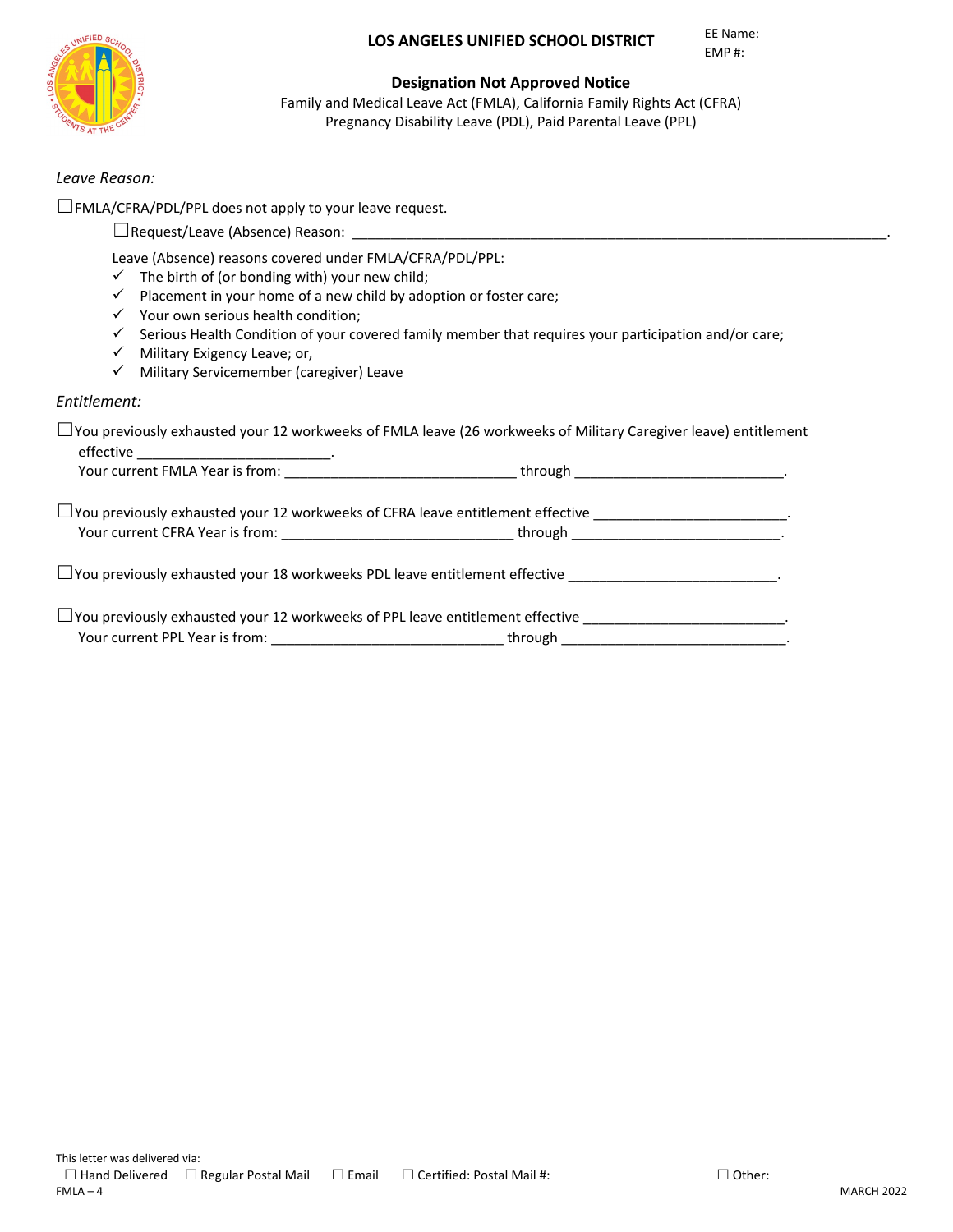**LOS ANGELES UNIFIED SCHOOL DISTRICT**

EE Name:
EMP #:

## Designation Not Approved Notice

Family and Medical Leave Act (FMLA), California Family Rights Act (CFRA)
Pregnancy Disability Leave (PDL), Paid Parental Leave (PPL)

*Leave Reason:*

☐ FMLA/CFRA/PDL/PPL does not apply to your leave request.

☐ Request/Leave (Absence) Reason: ______________________________________________________________________.

Leave (Absence) reasons covered under FMLA/CFRA/PDL/PPL:

- ✓ The birth of (or bonding with) your new child;
- ✓ Placement in your home of a new child by adoption or foster care;
- ✓ Your own serious health condition;
- ✓ Serious Health Condition of your covered family member that requires your participation and/or care;
- ✓ Military Exigency Leave; or,
- ✓ Military Servicemember (caregiver) Leave

*Entitlement:*

☐ You previously exhausted your 12 workweeks of FMLA leave (26 workweeks of Military Caregiver leave) entitlement effective ________________________.
Your current FMLA Year is from: _____________________________ through ___________________________.

☐ You previously exhausted your 12 workweeks of CFRA leave entitlement effective ________________________.
Your current CFRA Year is from: _____________________________ through ___________________________.

☐ You previously exhausted your 18 workweeks PDL leave entitlement effective __________________________.

☐ You previously exhausted your 12 workweeks of PPL leave entitlement effective _________________________.
Your current PPL Year is from: _____________________________ through ____________________________.

This letter was delivered via:
☐ Hand Delivered ☐ Regular Postal Mail ☐ Email ☐ Certified: Postal Mail #: ☐ Other:

FMLA – 4 MARCH 2022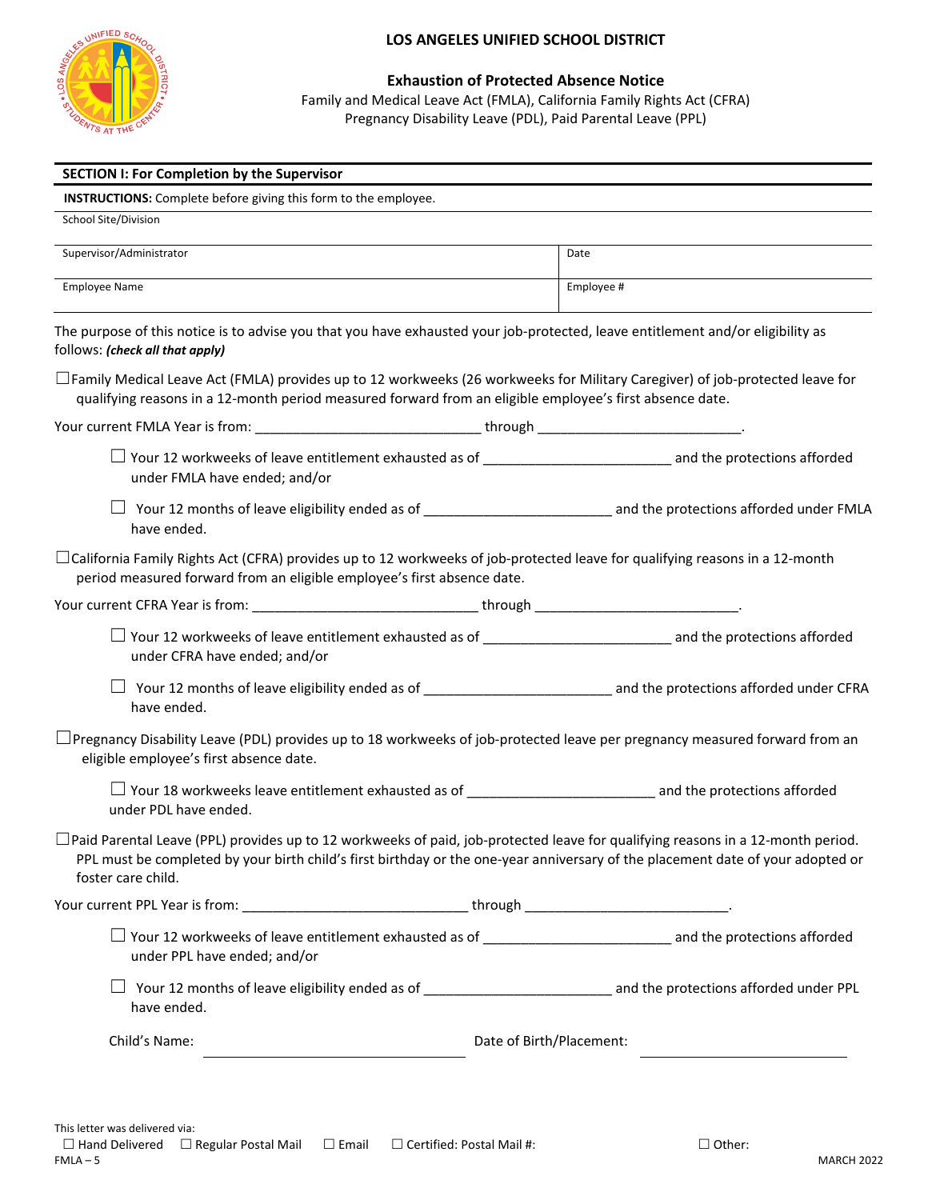# LOS ANGELES UNIFIED SCHOOL DISTRICT

## Exhaustion of Protected Absence Notice

Family and Medical Leave Act (FMLA), California Family Rights Act (CFRA)
Pregnancy Disability Leave (PDL), Paid Parental Leave (PPL)

### SECTION I: For Completion by the Supervisor

**INSTRUCTIONS:** Complete before giving this form to the employee.

| School Site/Division | |
|---|---|
| Supervisor/Administrator | Date |
| Employee Name | Employee # |

The purpose of this notice is to advise you that you have exhausted your job-protected, leave entitlement and/or eligibility as follows: ***(check all that apply)***

☐ Family Medical Leave Act (FMLA) provides up to 12 workweeks (26 workweeks for Military Caregiver) of job-protected leave for qualifying reasons in a 12-month period measured forward from an eligible employee's first absence date.

Your current FMLA Year is from: ____________________________ through __________________________.

- ☐ Your 12 workweeks of leave entitlement exhausted as of ________________________ and the protections afforded under FMLA have ended; and/or
- ☐ Your 12 months of leave eligibility ended as of ________________________ and the protections afforded under FMLA have ended.

☐ California Family Rights Act (CFRA) provides up to 12 workweeks of job-protected leave for qualifying reasons in a 12-month period measured forward from an eligible employee's first absence date.

Your current CFRA Year is from: ____________________________ through __________________________.

- ☐ Your 12 workweeks of leave entitlement exhausted as of ________________________ and the protections afforded under CFRA have ended; and/or
- ☐ Your 12 months of leave eligibility ended as of ________________________ and the protections afforded under CFRA have ended.

☐ Pregnancy Disability Leave (PDL) provides up to 18 workweeks of job-protected leave per pregnancy measured forward from an eligible employee's first absence date.

- ☐ Your 18 workweeks leave entitlement exhausted as of ________________________ and the protections afforded under PDL have ended.

☐ Paid Parental Leave (PPL) provides up to 12 workweeks of paid, job-protected leave for qualifying reasons in a 12-month period. PPL must be completed by your birth child's first birthday or the one-year anniversary of the placement date of your adopted or foster care child.

Your current PPL Year is from: ____________________________ through __________________________.

- ☐ Your 12 workweeks of leave entitlement exhausted as of ________________________ and the protections afforded under PPL have ended; and/or
- ☐ Your 12 months of leave eligibility ended as of ________________________ and the protections afforded under PPL have ended.

Child's Name: ________________________ Date of Birth/Placement: ________________________

This letter was delivered via:
☐ Hand Delivered ☐ Regular Postal Mail ☐ Email ☐ Certified: Postal Mail #: ☐ Other:

FMLA – 5 MARCH 2022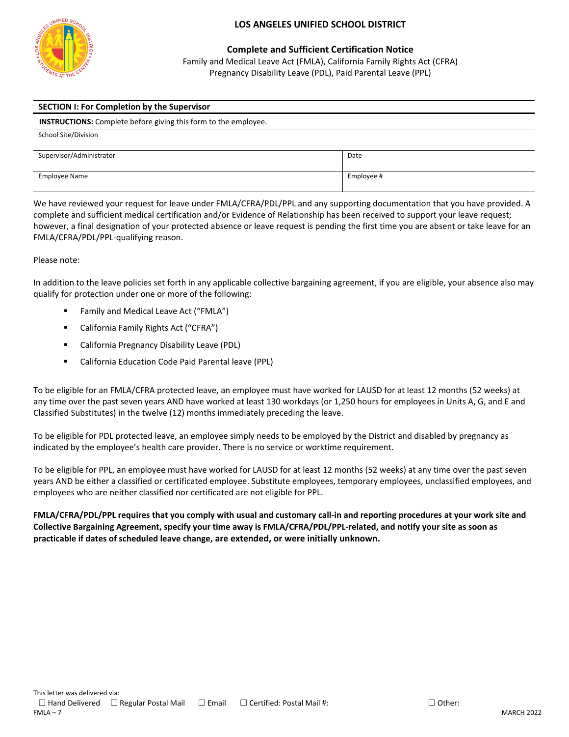# LOS ANGELES UNIFIED SCHOOL DISTRICT

## Complete and Sufficient Certification Notice

Family and Medical Leave Act (FMLA), California Family Rights Act (CFRA)
Pregnancy Disability Leave (PDL), Paid Parental Leave (PPL)

| **SECTION I: For Completion by the Supervisor** | |
|---|---|
| **INSTRUCTIONS:** Complete before giving this form to the employee. | |
| School Site/Division | |
| Supervisor/Administrator | Date |
| Employee Name | Employee # |

We have reviewed your request for leave under FMLA/CFRA/PDL/PPL and any supporting documentation that you have provided. A complete and sufficient medical certification and/or Evidence of Relationship has been received to support your leave request; however, a final designation of your protected absence or leave request is pending the first time you are absent or take leave for an FMLA/CFRA/PDL/PPL-qualifying reason.

Please note:

In addition to the leave policies set forth in any applicable collective bargaining agreement, if you are eligible, your absence also may qualify for protection under one or more of the following:

- Family and Medical Leave Act ("FMLA")
- California Family Rights Act ("CFRA")
- California Pregnancy Disability Leave (PDL)
- California Education Code Paid Parental leave (PPL)

To be eligible for an FMLA/CFRA protected leave, an employee must have worked for LAUSD for at least 12 months (52 weeks) at any time over the past seven years AND have worked at least 130 workdays (or 1,250 hours for employees in Units A, G, and E and Classified Substitutes) in the twelve (12) months immediately preceding the leave.

To be eligible for PDL protected leave, an employee simply needs to be employed by the District and disabled by pregnancy as indicated by the employee's health care provider. There is no service or worktime requirement.

To be eligible for PPL, an employee must have worked for LAUSD for at least 12 months (52 weeks) at any time over the past seven years AND be either a classified or certificated employee. Substitute employees, temporary employees, unclassified employees, and employees who are neither classified nor certificated are not eligible for PPL.

**FMLA/CFRA/PDL/PPL requires that you comply with usual and customary call-in and reporting procedures at your work site and Collective Bargaining Agreement, specify your time away is FMLA/CFRA/PDL/PPL-related, and notify your site as soon as practicable if dates of scheduled leave change, are extended, or were initially unknown.**

This letter was delivered via:
☐ Hand Delivered ☐ Regular Postal Mail ☐ Email ☐ Certified: Postal Mail #: ☐ Other:

FMLA – 7 MARCH 2022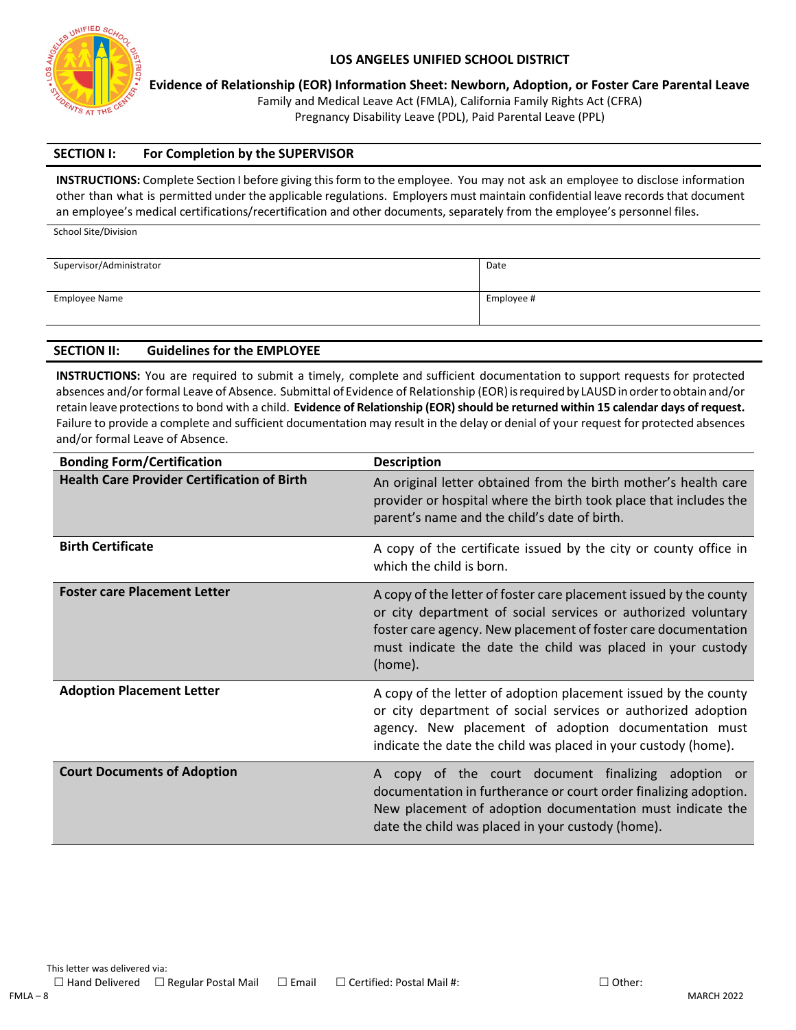**LOS ANGELES UNIFIED SCHOOL DISTRICT**

**Evidence of Relationship (EOR) Information Sheet: Newborn, Adoption, or Foster Care Parental Leave**

Family and Medical Leave Act (FMLA), California Family Rights Act (CFRA)
Pregnancy Disability Leave (PDL), Paid Parental Leave (PPL)

## SECTION I: For Completion by the SUPERVISOR

**INSTRUCTIONS:** Complete Section I before giving this form to the employee. You may not ask an employee to disclose information other than what is permitted under the applicable regulations. Employers must maintain confidential leave records that document an employee's medical certifications/recertification and other documents, separately from the employee's personnel files.

| School Site/Division | |
|---|---|
| Supervisor/Administrator | Date |
| Employee Name | Employee # |

## SECTION II: Guidelines for the EMPLOYEE

**INSTRUCTIONS:** You are required to submit a timely, complete and sufficient documentation to support requests for protected absences and/or formal Leave of Absence. Submittal of Evidence of Relationship (EOR) is required by LAUSD in order to obtain and/or retain leave protections to bond with a child. **Evidence of Relationship (EOR) should be returned within 15 calendar days of request.** Failure to provide a complete and sufficient documentation may result in the delay or denial of your request for protected absences and/or formal Leave of Absence.

| Bonding Form/Certification | Description |
|---|---|
| **Health Care Provider Certification of Birth** | An original letter obtained from the birth mother's health care provider or hospital where the birth took place that includes the parent's name and the child's date of birth. |
| **Birth Certificate** | A copy of the certificate issued by the city or county office in which the child is born. |
| **Foster care Placement Letter** | A copy of the letter of foster care placement issued by the county or city department of social services or authorized voluntary foster care agency. New placement of foster care documentation must indicate the date the child was placed in your custody (home). |
| **Adoption Placement Letter** | A copy of the letter of adoption placement issued by the county or city department of social services or authorized adoption agency. New placement of adoption documentation must indicate the date the child was placed in your custody (home). |
| **Court Documents of Adoption** | A copy of the court document finalizing adoption or documentation in furtherance or court order finalizing adoption. New placement of adoption documentation must indicate the date the child was placed in your custody (home). |

This letter was delivered via:
☐ Hand Delivered ☐ Regular Postal Mail ☐ Email ☐ Certified: Postal Mail #: ☐ Other:

FMLA – 8 MARCH 2022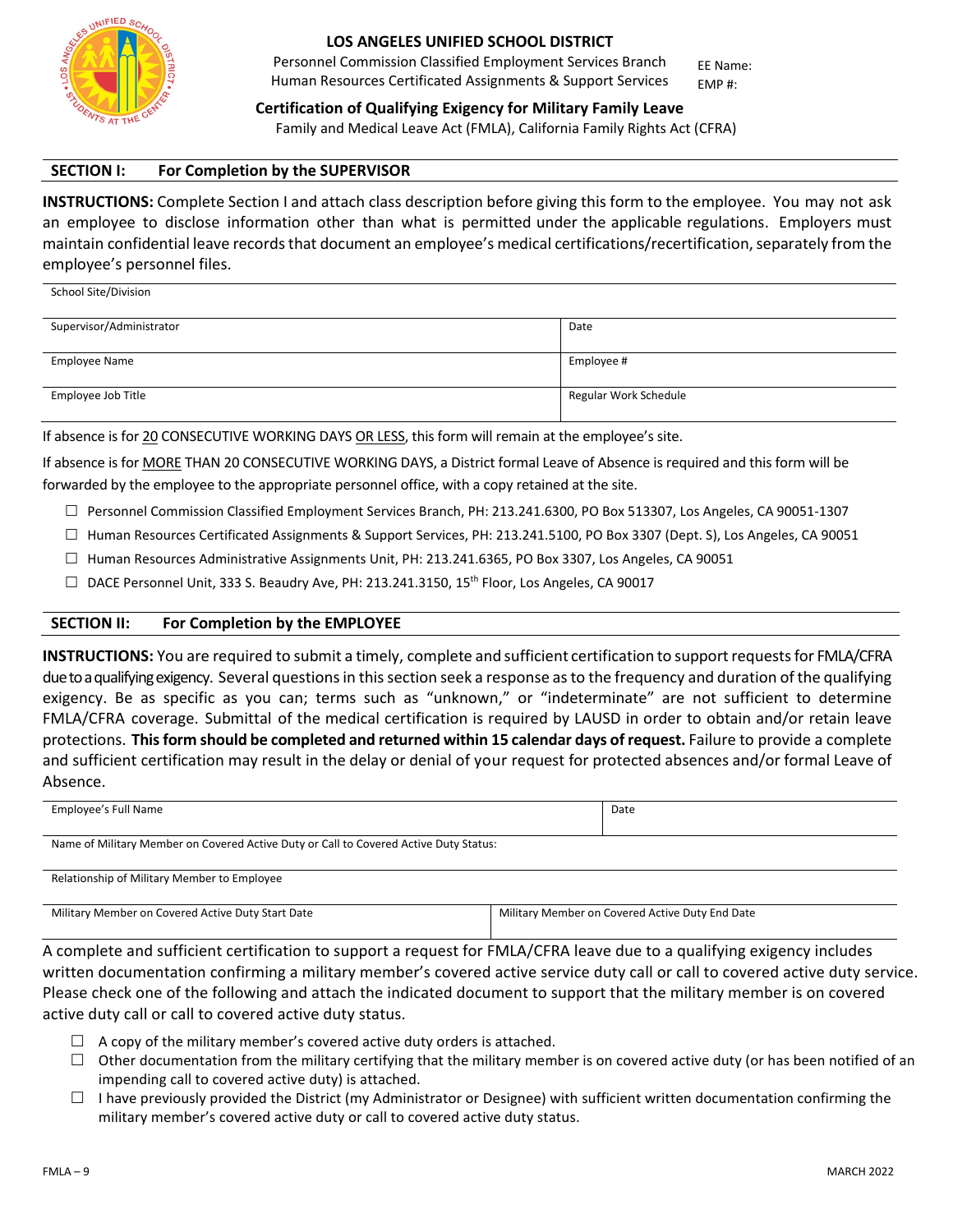**LOS ANGELES UNIFIED SCHOOL DISTRICT**

Personnel Commission Classified Employment Services Branch
Human Resources Certificated Assignments & Support Services

EE Name:
EMP #:

**Certification of Qualifying Exigency for Military Family Leave**

Family and Medical Leave Act (FMLA), California Family Rights Act (CFRA)

## SECTION I: For Completion by the SUPERVISOR

**INSTRUCTIONS:** Complete Section I and attach class description before giving this form to the employee. You may not ask an employee to disclose information other than what is permitted under the applicable regulations. Employers must maintain confidential leave records that document an employee's medical certifications/recertification, separately from the employee's personnel files.

| School Site/Division | |
|---|---|
| Supervisor/Administrator | Date |
| Employee Name | Employee # |
| Employee Job Title | Regular Work Schedule |

If absence is for 20 CONSECUTIVE WORKING DAYS OR LESS, this form will remain at the employee's site.

If absence is for MORE THAN 20 CONSECUTIVE WORKING DAYS, a District formal Leave of Absence is required and this form will be forwarded by the employee to the appropriate personnel office, with a copy retained at the site.

- ☐ Personnel Commission Classified Employment Services Branch, PH: 213.241.6300, PO Box 513307, Los Angeles, CA 90051-1307
- ☐ Human Resources Certificated Assignments & Support Services, PH: 213.241.5100, PO Box 3307 (Dept. S), Los Angeles, CA 90051
- ☐ Human Resources Administrative Assignments Unit, PH: 213.241.6365, PO Box 3307, Los Angeles, CA 90051
- ☐ DACE Personnel Unit, 333 S. Beaudry Ave, PH: 213.241.3150, 15th Floor, Los Angeles, CA 90017

## SECTION II: For Completion by the EMPLOYEE

**INSTRUCTIONS:** You are required to submit a timely, complete and sufficient certification to support requests for FMLA/CFRA due to a qualifying exigency. Several questions in this section seek a response as to the frequency and duration of the qualifying exigency. Be as specific as you can; terms such as "unknown," or "indeterminate" are not sufficient to determine FMLA/CFRA coverage. Submittal of the medical certification is required by LAUSD in order to obtain and/or retain leave protections. **This form should be completed and returned within 15 calendar days of request.** Failure to provide a complete and sufficient certification may result in the delay or denial of your request for protected absences and/or formal Leave of Absence.

| Employee's Full Name | Date |
|---|---|
| Name of Military Member on Covered Active Duty or Call to Covered Active Duty Status: | |
| Relationship of Military Member to Employee | |
| Military Member on Covered Active Duty Start Date | Military Member on Covered Active Duty End Date |

A complete and sufficient certification to support a request for FMLA/CFRA leave due to a qualifying exigency includes written documentation confirming a military member's covered active service duty call or call to covered active duty service. Please check one of the following and attach the indicated document to support that the military member is on covered active duty call or call to covered active duty status.

- ☐ A copy of the military member's covered active duty orders is attached.
- ☐ Other documentation from the military certifying that the military member is on covered active duty (or has been notified of an impending call to covered active duty) is attached.
- ☐ I have previously provided the District (my Administrator or Designee) with sufficient written documentation confirming the military member's covered active duty or call to covered active duty status.

FMLA – 9 MARCH 2022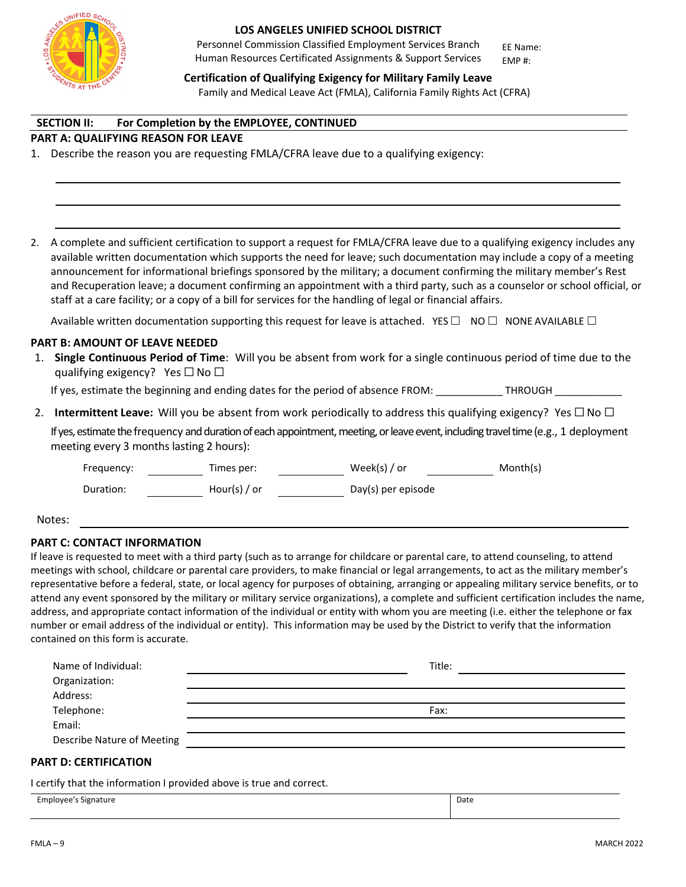# LOS ANGELES UNIFIED SCHOOL DISTRICT

Personnel Commission Classified Employment Services Branch
Human Resources Certificated Assignments & Support Services

EE Name:
EMP #:

## Certification of Qualifying Exigency for Military Family Leave

Family and Medical Leave Act (FMLA), California Family Rights Act (CFRA)

---

**SECTION II: For Completion by the EMPLOYEE, CONTINUED**

### PART A: QUALIFYING REASON FOR LEAVE

1. Describe the reason you are requesting FMLA/CFRA leave due to a qualifying exigency:

\_\_\_\_\_\_\_\_\_\_\_\_\_\_\_\_\_\_\_\_\_\_\_\_\_\_\_\_\_\_\_\_\_\_\_\_\_\_\_\_\_\_\_\_\_\_\_\_\_\_\_\_\_\_\_\_\_\_\_\_

\_\_\_\_\_\_\_\_\_\_\_\_\_\_\_\_\_\_\_\_\_\_\_\_\_\_\_\_\_\_\_\_\_\_\_\_\_\_\_\_\_\_\_\_\_\_\_\_\_\_\_\_\_\_\_\_\_\_\_\_

\_\_\_\_\_\_\_\_\_\_\_\_\_\_\_\_\_\_\_\_\_\_\_\_\_\_\_\_\_\_\_\_\_\_\_\_\_\_\_\_\_\_\_\_\_\_\_\_\_\_\_\_\_\_\_\_\_\_\_\_

2. A complete and sufficient certification to support a request for FMLA/CFRA leave due to a qualifying exigency includes any available written documentation which supports the need for leave; such documentation may include a copy of a meeting announcement for informational briefings sponsored by the military; a document confirming the military member's Rest and Recuperation leave; a document confirming an appointment with a third party, such as a counselor or school official, or staff at a care facility; or a copy of a bill for services for the handling of legal or financial affairs.

   Available written documentation supporting this request for leave is attached. YES ☐ NO ☐ NONE AVAILABLE ☐

### PART B: AMOUNT OF LEAVE NEEDED

1. **Single Continuous Period of Time**: Will you be absent from work for a single continuous period of time due to the qualifying exigency? Yes ☐ No ☐

   If yes, estimate the beginning and ending dates for the period of absence FROM: \_\_\_\_\_\_\_\_\_\_\_ THROUGH \_\_\_\_\_\_\_\_\_\_\_

2. **Intermittent Leave:** Will you be absent from work periodically to address this qualifying exigency? Yes ☐ No ☐

   If yes, estimate the frequency and duration of each appointment, meeting, or leave event, including travel time (e.g., 1 deployment meeting every 3 months lasting 2 hours):

   Frequency: \_\_\_\_\_\_\_ Times per: \_\_\_\_\_\_\_ Week(s) / or \_\_\_\_\_\_\_ Month(s)

   Duration: \_\_\_\_\_\_\_ Hour(s) / or \_\_\_\_\_\_\_ Day(s) per episode

Notes: \_\_\_\_\_\_\_\_\_\_\_\_\_\_\_\_\_\_\_\_\_\_\_\_\_\_\_\_\_\_\_\_\_\_\_\_\_\_\_\_\_\_\_\_\_\_\_\_\_\_\_\_\_\_\_\_

### PART C: CONTACT INFORMATION

If leave is requested to meet with a third party (such as to arrange for childcare or parental care, to attend counseling, to attend meetings with school, childcare or parental care providers, to make financial or legal arrangements, to act as the military member's representative before a federal, state, or local agency for purposes of obtaining, arranging or appealing military service benefits, or to attend any event sponsored by the military or military service organizations), a complete and sufficient certification includes the name, address, and appropriate contact information of the individual or entity with whom you are meeting (i.e. either the telephone or fax number or email address of the individual or entity). This information may be used by the District to verify that the information contained on this form is accurate.

Name of Individual: \_\_\_\_\_\_\_\_\_\_\_\_\_\_\_\_\_\_\_\_ Title: \_\_\_\_\_\_\_\_\_\_\_\_\_\_\_\_

Organization: \_\_\_\_\_\_\_\_\_\_\_\_\_\_\_\_\_\_\_\_\_\_\_\_\_\_\_\_\_\_\_\_\_\_\_\_\_\_\_\_

Address: \_\_\_\_\_\_\_\_\_\_\_\_\_\_\_\_\_\_\_\_\_\_\_\_\_\_\_\_\_\_\_\_\_\_\_\_\_\_\_\_

Telephone: \_\_\_\_\_\_\_\_\_\_\_\_\_\_\_\_\_\_\_\_ Fax: \_\_\_\_\_\_\_\_\_\_\_\_\_\_\_\_

Email: \_\_\_\_\_\_\_\_\_\_\_\_\_\_\_\_\_\_\_\_\_\_\_\_\_\_\_\_\_\_\_\_\_\_\_\_\_\_\_\_

Describe Nature of Meeting \_\_\_\_\_\_\_\_\_\_\_\_\_\_\_\_\_\_\_\_\_\_\_\_\_\_\_\_\_\_\_\_\_\_\_\_\_\_\_\_

### PART D: CERTIFICATION

I certify that the information I provided above is true and correct.

| Employee's Signature | Date |
|---|---|
| | |

FMLA – 9 MARCH 2022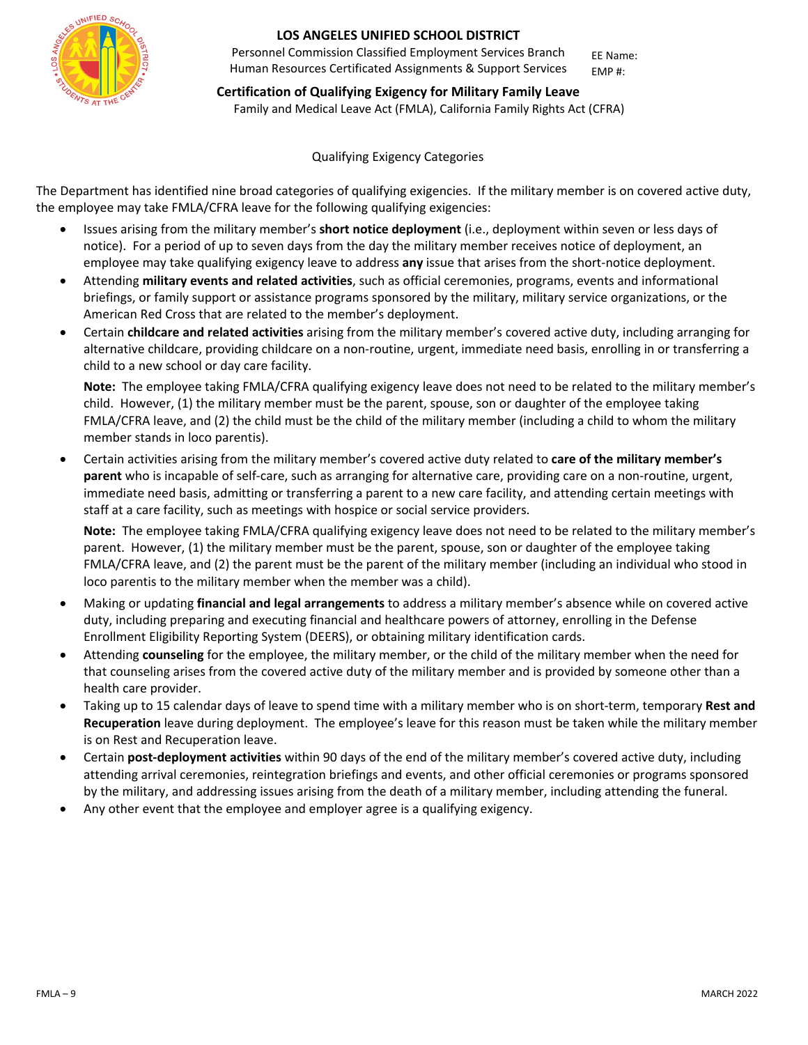**LOS ANGELES UNIFIED SCHOOL DISTRICT**
Personnel Commission Classified Employment Services Branch
Human Resources Certificated Assignments & Support Services

EE Name:
EMP #:

## Certification of Qualifying Exigency for Military Family Leave

Family and Medical Leave Act (FMLA), California Family Rights Act (CFRA)

### Qualifying Exigency Categories

The Department has identified nine broad categories of qualifying exigencies. If the military member is on covered active duty, the employee may take FMLA/CFRA leave for the following qualifying exigencies:

- Issues arising from the military member's **short notice deployment** (i.e., deployment within seven or less days of notice). For a period of up to seven days from the day the military member receives notice of deployment, an employee may take qualifying exigency leave to address **any** issue that arises from the short-notice deployment.
- Attending **military events and related activities**, such as official ceremonies, programs, events and informational briefings, or family support or assistance programs sponsored by the military, military service organizations, or the American Red Cross that are related to the member's deployment.
- Certain **childcare and related activities** arising from the military member's covered active duty, including arranging for alternative childcare, providing childcare on a non-routine, urgent, immediate need basis, enrolling in or transferring a child to a new school or day care facility.

  **Note:** The employee taking FMLA/CFRA qualifying exigency leave does not need to be related to the military member's child. However, (1) the military member must be the parent, spouse, son or daughter of the employee taking FMLA/CFRA leave, and (2) the child must be the child of the military member (including a child to whom the military member stands in loco parentis).

- Certain activities arising from the military member's covered active duty related to **care of the military member's parent** who is incapable of self-care, such as arranging for alternative care, providing care on a non-routine, urgent, immediate need basis, admitting or transferring a parent to a new care facility, and attending certain meetings with staff at a care facility, such as meetings with hospice or social service providers.

  **Note:** The employee taking FMLA/CFRA qualifying exigency leave does not need to be related to the military member's parent. However, (1) the military member must be the parent, spouse, son or daughter of the employee taking FMLA/CFRA leave, and (2) the parent must be the parent of the military member (including an individual who stood in loco parentis to the military member when the member was a child).

- Making or updating **financial and legal arrangements** to address a military member's absence while on covered active duty, including preparing and executing financial and healthcare powers of attorney, enrolling in the Defense Enrollment Eligibility Reporting System (DEERS), or obtaining military identification cards.
- Attending **counseling** for the employee, the military member, or the child of the military member when the need for that counseling arises from the covered active duty of the military member and is provided by someone other than a health care provider.
- Taking up to 15 calendar days of leave to spend time with a military member who is on short-term, temporary **Rest and Recuperation** leave during deployment. The employee's leave for this reason must be taken while the military member is on Rest and Recuperation leave.
- Certain **post-deployment activities** within 90 days of the end of the military member's covered active duty, including attending arrival ceremonies, reintegration briefings and events, and other official ceremonies or programs sponsored by the military, and addressing issues arising from the death of a military member, including attending the funeral.
- Any other event that the employee and employer agree is a qualifying exigency.

FMLA – 9 MARCH 2022